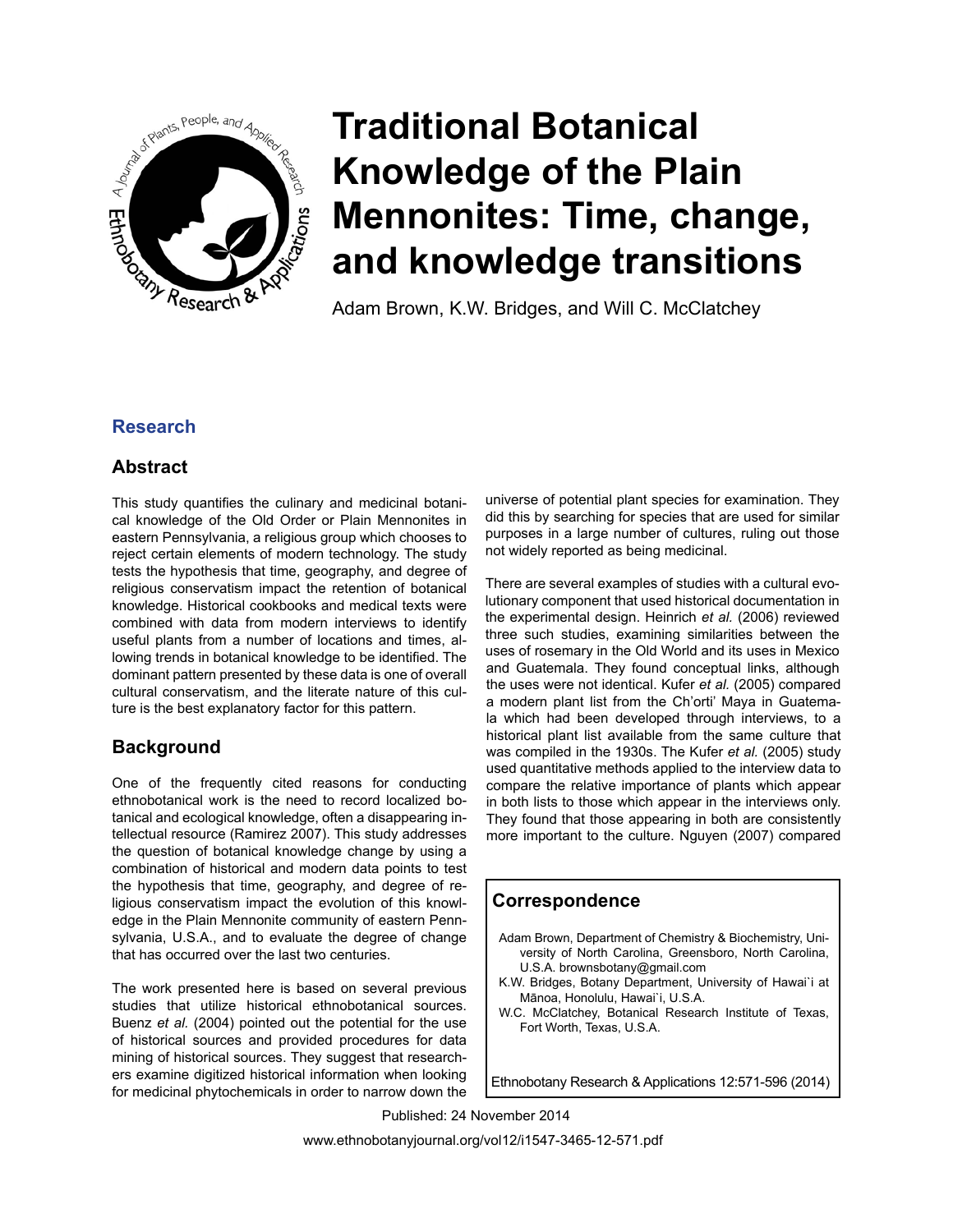# Traditional Botanical Knowledge of the Plain Mennonites: Time, change, and knowledge transitions

Adam Brown, K.W. Bridges, and Will C. McClatchey

## Research

## Abstract

This study quantifies the culinary and medicinal botanical knowledge of the Old Order or Plain Mennonites in eastern Pennsylvania, a religious group which chooses to reject certain elements of modern technology. The study tests the hypothesis that time, geography, and degree of religious conservatism impact the retention of botanical knowledge. Historical cookbooks and medical texts were combined with data from modern interviews to identify useful plants from a number of locations and times, allowing trends in botanical knowledge to be identified. The dominant pattern presented by these data is one of overall cultural conservatism, and the literate nature of this culture is the best explanatory factor for this pattern.

## Background

One of the frequently cited reasons for conducting ethnobotanical work is the need to record localized botanical and ecological knowledge, often a disappearing intellectual resource (Ramirez 2007). This study addresses the question of botanical knowledge change by using a combination of historical and modern data points to test the hypothesis that time, geography, and degree of religious conservatism impact the evolution of this knowledge in the Plain Mennonite community of eastern Pennsylvania, U.S.A., and to evaluate the degree of change that has occurred over the last two centuries.

The work presented here is based on several previous studies that utilize historical ethnobotanical sources. Buenz *et al.* (2004) pointed out the potential for the use of historical sources and provided procedures for data mining of historical sources. They suggest that researchers examine digitized historical information when looking for medicinal phytochemicals in order to narrow down the universe of potential plant species for examination. They did this by searching for species that are used for similar purposes in a large number of cultures, ruling out those not widely reported as being medicinal.

There are several examples of studies with a cultural evolutionary component that used historical documentation in the experimental design. Heinrich *et al.* (2006) reviewed three such studies, examining similarities between the uses of rosemary in the Old World and its uses in Mexico and Guatemala. They found conceptual links, although the uses were not identical. Kufer *et al.* (2005) compared a modern plant list from the Ch'orti' Maya in Guatemala which had been developed through interviews, to a historical plant list available from the same culture that was compiled in the 1930s. The Kufer *et al.* (2005) study used quantitative methods applied to the interview data to compare the relative importance of plants which appear in both lists to those which appear in the interviews only. They found that those appearing in both are consistently more important to the culture. Nguyen (2007) compared

## Correspondence

Adam Brown, Department of Chemistry & Biochemistry, University of North Carolina, Greensboro, North Carolina, U.S.A. brownsbotany@gmail.com

K.W. Bridges, Botany Department, University of Hawai`i at Mānoa, Honolulu, Hawai`i, U.S.A.

W.C. McClatchey, Botanical Research Institute of Texas, Fort Worth, Texas, U.S.A.

Published: 24 November 2014

www.ethnobotanyjournal.org/vol12/i1547-3465-12-571.pdf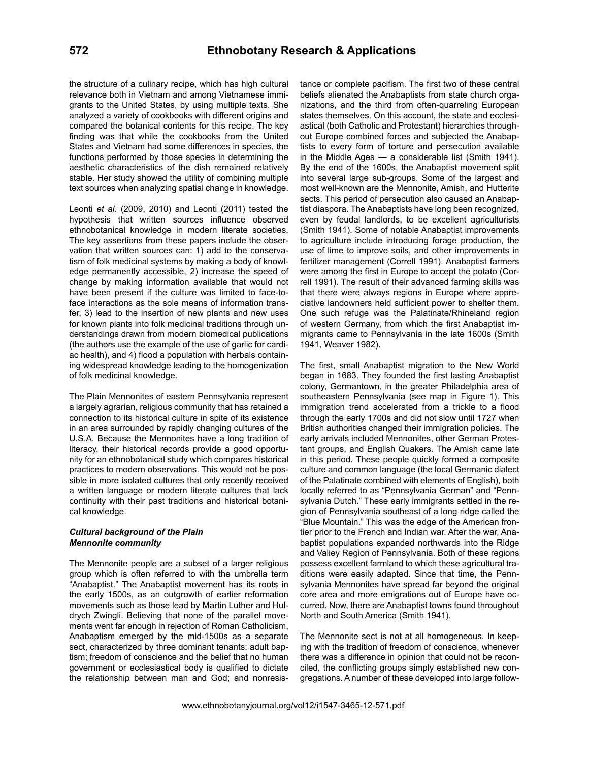the structure of a culinary recipe, which has high cultural relevance both in Vietnam and among Vietnamese immigrants to the United States, by using multiple texts. She analyzed a variety of cookbooks with different origins and compared the botanical contents for this recipe. The key finding was that while the cookbooks from the United States and Vietnam had some differences in species, the functions performed by those species in determining the aesthetic characteristics of the dish remained relatively stable. Her study showed the utility of combining multiple text sources when analyzing spatial change in knowledge.

Leonti *et al.* (2009, 2010) and Leonti (2011) tested the hypothesis that written sources influence observed ethnobotanical knowledge in modern literate societies. The key assertions from these papers include the observation that written sources can: 1) add to the conservatism of folk medicinal systems by making a body of knowledge permanently accessible, 2) increase the speed of change by making information available that would not have been present if the culture was limited to face-to-face interactions as the sole means of information transfer, 3) lead to the insertion of new plants and new uses for known plants into folk medicinal traditions through understandings drawn from modern biomedical publications (the authors use the example of the use of garlic for cardiac health), and 4) flood a population with herbals containing widespread knowledge leading to the homogenization of folk medicinal knowledge.

The Plain Mennonites of eastern Pennsylvania represent a largely agrarian, religious community that has retained a connection to its historical culture in spite of its existence in an area surrounded by rapidly changing cultures of the U.S.A. Because the Mennonites have a long tradition of literacy, their historical records provide a good opportunity for an ethnobotanical study which compares historical practices to modern observations. This would not be possible in more isolated cultures that only recently received a written language or modern literate cultures that lack continuity with their past traditions and historical botanical knowledge.

### *Cultural background of the Plain Mennonite community*

The Mennonite people are a subset of a larger religious group which is often referred to with the umbrella term "Anabaptist." The Anabaptist movement has its roots in the early 1500s, as an outgrowth of earlier reformation movements such as those lead by Martin Luther and Huldrych Zwingli. Believing that none of the parallel movements went far enough in rejection of Roman Catholicism, Anabaptism emerged by the mid-1500s as a separate sect, characterized by three dominant tenants: adult baptism; freedom of conscience and the belief that no human government or ecclesiastical body is qualified to dictate the relationship between man and God; and nonresistance or complete pacifism. The first two of these central beliefs alienated the Anabaptists from state church organizations, and the third from often-quarreling European states themselves. On this account, the state and ecclesiastical (both Catholic and Protestant) hierarchies throughout Europe combined forces and subjected the Anabaptists to every form of torture and persecution available in the Middle Ages — a considerable list (Smith 1941). By the end of the 1600s, the Anabaptist movement split into several large sub-groups. Some of the largest and most well-known are the Mennonite, Amish, and Hutterite sects. This period of persecution also caused an Anabaptist diaspora. The Anabaptists have long been recognized, even by feudal landlords, to be excellent agriculturists (Smith 1941). Some of notable Anabaptist improvements to agriculture include introducing forage production, the use of lime to improve soils, and other improvements in fertilizer management (Correll 1991). Anabaptist farmers were among the first in Europe to accept the potato (Correll 1991). The result of their advanced farming skills was that there were always regions in Europe where appreciative landowners held sufficient power to shelter them. One such refuge was the Palatinate/Rhineland region of western Germany, from which the first Anabaptist immigrants came to Pennsylvania in the late 1600s (Smith 1941, Weaver 1982).

The first, small Anabaptist migration to the New World began in 1683. They founded the first lasting Anabaptist colony, Germantown, in the greater Philadelphia area of southeastern Pennsylvania (see map in Figure 1). This immigration trend accelerated from a trickle to a flood through the early 1700s and did not slow until 1727 when British authorities changed their immigration policies. The early arrivals included Mennonites, other German Protestant groups, and English Quakers. The Amish came late in this period. These people quickly formed a composite culture and common language (the local Germanic dialect of the Palatinate combined with elements of English), both locally referred to as "Pennsylvania German" and "Pennsylvania Dutch." These early immigrants settled in the region of Pennsylvania southeast of a long ridge called the "Blue Mountain." This was the edge of the American frontier prior to the French and Indian war. After the war, Anabaptist populations expanded northwards into the Ridge and Valley Region of Pennsylvania. Both of these regions possess excellent farmland to which these agricultural traditions were easily adapted. Since that time, the Pennsylvania Mennonites have spread far beyond the original core area and more emigrations out of Europe have occurred. Now, there are Anabaptist towns found throughout North and South America (Smith 1941).

The Mennonite sect is not at all homogeneous. In keeping with the tradition of freedom of conscience, whenever there was a difference in opinion that could not be reconciled, the conflicting groups simply established new congregations. A number of these developed into large follow-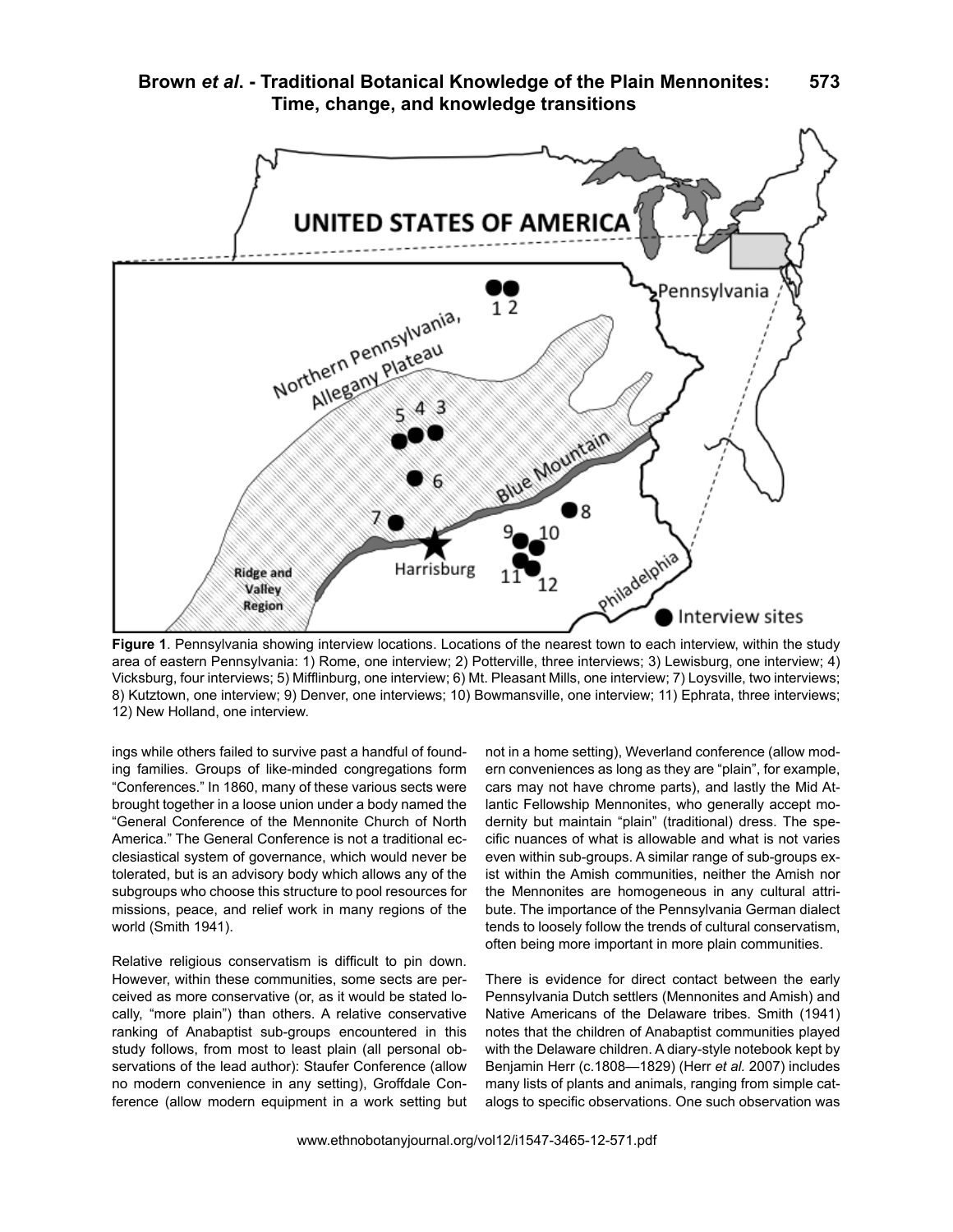**Figure 1**. Pennsylvania showing interview locations. Locations of the nearest town to each interview, within the study area of eastern Pennsylvania: 1) Rome, one interview; 2) Potterville, three interviews; 3) Lewisburg, one interview; 4) Vicksburg, four interviews; 5) Mifflinburg, one interview; 6) Mt. Pleasant Mills, one interview; 7) Loysville, two interviews; 8) Kutztown, one interview; 9) Denver, one interviews; 10) Bowmansville, one interview; 11) Ephrata, three interviews; 12) New Holland, one interview.

ings while others failed to survive past a handful of founding families. Groups of like-minded congregations form "Conferences." In 1860, many of these various sects were brought together in a loose union under a body named the "General Conference of the Mennonite Church of North America." The General Conference is not a traditional ecclesiastical system of governance, which would never be tolerated, but is an advisory body which allows any of the subgroups who choose this structure to pool resources for missions, peace, and relief work in many regions of the world (Smith 1941).

Relative religious conservatism is difficult to pin down. However, within these communities, some sects are perceived as more conservative (or, as it would be stated locally, "more plain") than others. A relative conservative ranking of Anabaptist sub-groups encountered in this study follows, from most to least plain (all personal observations of the lead author): Staufer Conference (allow no modern convenience in any setting), Groffdale Conference (allow modern equipment in a work setting but not in a home setting), Weverland conference (allow modern conveniences as long as they are "plain", for example, cars may not have chrome parts), and lastly the Mid Atlantic Fellowship Mennonites, who generally accept modernity but maintain "plain" (traditional) dress. The specific nuances of what is allowable and what is not varies even within sub-groups. A similar range of sub-groups exist within the Amish communities, neither the Amish nor the Mennonites are homogeneous in any cultural attribute. The importance of the Pennsylvania German dialect tends to loosely follow the trends of cultural conservatism, often being more important in more plain communities.

There is evidence for direct contact between the early Pennsylvania Dutch settlers (Mennonites and Amish) and Native Americans of the Delaware tribes. Smith (1941) notes that the children of Anabaptist communities played with the Delaware children. A diary-style notebook kept by Benjamin Herr (c.1808—1829) (Herr *et al.* 2007) includes many lists of plants and animals, ranging from simple catalogs to specific observations. One such observation was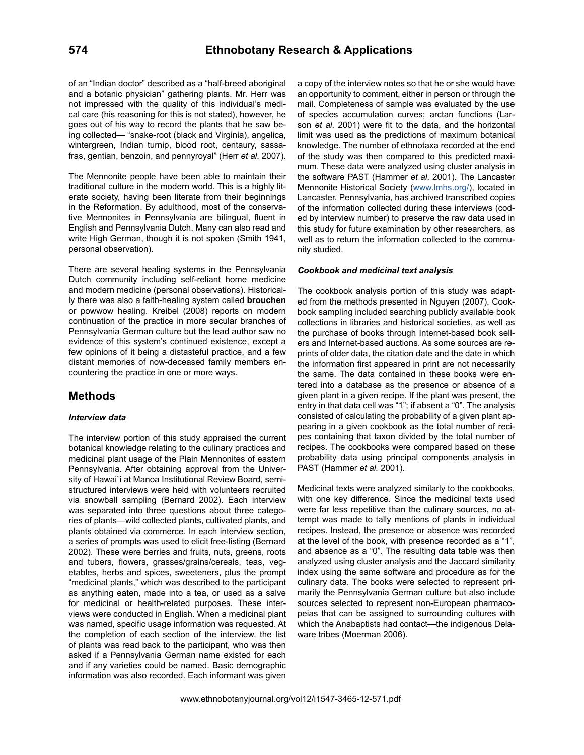of an "Indian doctor" described as a "half-breed aboriginal and a botanic physician" gathering plants. Mr. Herr was not impressed with the quality of this individual's medical care (his reasoning for this is not stated), however, he goes out of his way to record the plants that he saw being collected— "snake-root (black and Virginia), angelica, wintergreen, Indian turnip, blood root, centaury, sassafras, gentian, benzoin, and pennyroyal" (Herr *et al.* 2007).

The Mennonite people have been able to maintain their traditional culture in the modern world. This is a highly literate society, having been literate from their beginnings in the Reformation. By adulthood, most of the conservative Mennonites in Pennsylvania are bilingual, fluent in English and Pennsylvania Dutch. Many can also read and write High German, though it is not spoken (Smith 1941, personal observation).

There are several healing systems in the Pennsylvania Dutch community including self-reliant home medicine and modern medicine (personal observations). Historically there was also a faith-healing system called **brouchen** or powwow healing. Kreibel (2008) reports on modern continuation of the practice in more secular branches of Pennsylvania German culture but the lead author saw no evidence of this system's continued existence, except a few opinions of it being a distasteful practice, and a few distant memories of now-deceased family members encountering the practice in one or more ways.

## Methods

### *Interview data*

The interview portion of this study appraised the current botanical knowledge relating to the culinary practices and medicinal plant usage of the Plain Mennonites of eastern Pennsylvania. After obtaining approval from the University of Hawai`i at Manoa Institutional Review Board, semi-structured interviews were held with volunteers recruited via snowball sampling (Bernard 2002). Each interview was separated into three questions about three categories of plants—wild collected plants, cultivated plants, and plants obtained via commerce. In each interview section, a series of prompts was used to elicit free-listing (Bernard 2002). These were berries and fruits, nuts, greens, roots and tubers, flowers, grasses/grains/cereals, teas, vegetables, herbs and spices, sweeteners, plus the prompt "medicinal plants," which was described to the participant as anything eaten, made into a tea, or used as a salve for medicinal or health-related purposes. These interviews were conducted in English. When a medicinal plant was named, specific usage information was requested. At the completion of each section of the interview, the list of plants was read back to the participant, who was then asked if a Pennsylvania German name existed for each and if any varieties could be named. Basic demographic information was also recorded. Each informant was given a copy of the interview notes so that he or she would have an opportunity to comment, either in person or through the mail. Completeness of sample was evaluated by the use of species accumulation curves; arctan functions (Larson *et al.* 2001) were fit to the data, and the horizontal limit was used as the predictions of maximum botanical knowledge. The number of ethnotaxa recorded at the end of the study was then compared to this predicted maximum. These data were analyzed using cluster analysis in the software PAST (Hammer *et al.* 2001). The Lancaster Mennonite Historical Society (www.lmhs.org/), located in Lancaster, Pennsylvania, has archived transcribed copies of the information collected during these interviews (coded by interview number) to preserve the raw data used in this study for future examination by other researchers, as well as to return the information collected to the community studied.

### *Cookbook and medicinal text analysis*

The cookbook analysis portion of this study was adapted from the methods presented in Nguyen (2007). Cookbook sampling included searching publicly available book collections in libraries and historical societies, as well as the purchase of books through Internet-based book sellers and Internet-based auctions. As some sources are reprints of older data, the citation date and the date in which the information first appeared in print are not necessarily the same. The data contained in these books were entered into a database as the presence or absence of a given plant in a given recipe. If the plant was present, the entry in that data cell was "1"; if absent a "0". The analysis consisted of calculating the probability of a given plant appearing in a given cookbook as the total number of recipes containing that taxon divided by the total number of recipes. The cookbooks were compared based on these probability data using principal components analysis in PAST (Hammer *et al.* 2001).

Medicinal texts were analyzed similarly to the cookbooks, with one key difference. Since the medicinal texts used were far less repetitive than the culinary sources, no attempt was made to tally mentions of plants in individual recipes. Instead, the presence or absence was recorded at the level of the book, with presence recorded as a "1", and absence as a "0". The resulting data table was then analyzed using cluster analysis and the Jaccard similarity index using the same software and procedure as for the culinary data. The books were selected to represent primarily the Pennsylvania German culture but also include sources selected to represent non-European pharmacopeias that can be assigned to surrounding cultures with which the Anabaptists had contact—the indigenous Delaware tribes (Moerman 2006).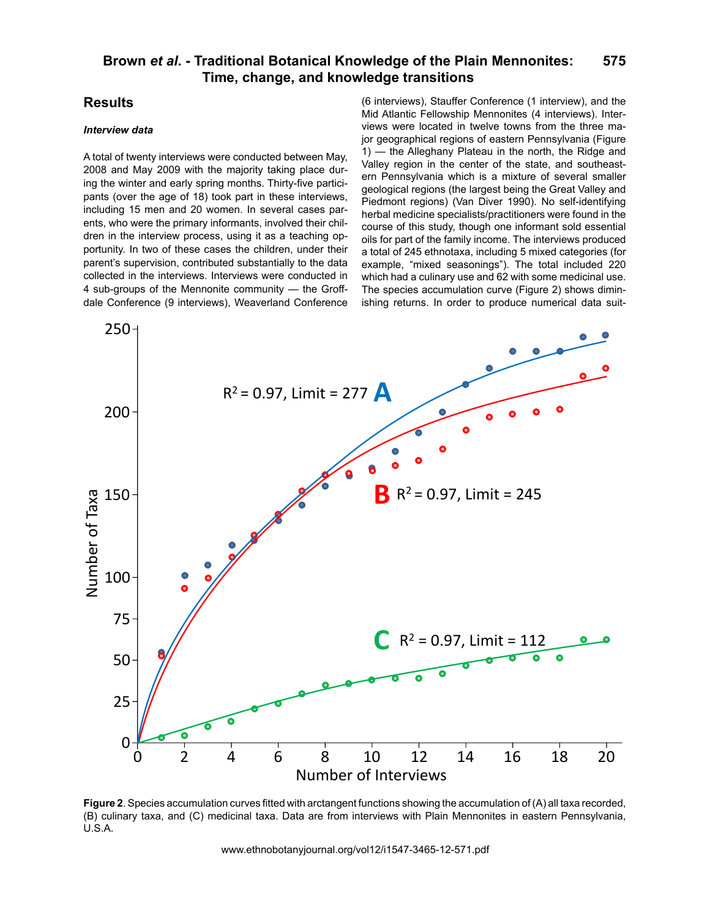## Results

### *Interview data*

A total of twenty interviews were conducted between May, 2008 and May 2009 with the majority taking place during the winter and early spring months. Thirty-five participants (over the age of 18) took part in these interviews, including 15 men and 20 women. In several cases parents, who were the primary informants, involved their children in the interview process, using it as a teaching opportunity. In two of these cases the children, under their parent's supervision, contributed substantially to the data collected in the interviews. Interviews were conducted in 4 sub-groups of the Mennonite community — the Groffdale Conference (9 interviews), Weaverland Conference (6 interviews), Stauffer Conference (1 interview), and the Mid Atlantic Fellowship Mennonites (4 interviews). Interviews were located in twelve towns from the three major geographical regions of eastern Pennsylvania (Figure 1) — the Alleghany Plateau in the north, the Ridge and Valley region in the center of the state, and southeastern Pennsylvania which is a mixture of several smaller geological regions (the largest being the Great Valley and Piedmont regions) (Van Diver 1990). No self-identifying herbal medicine specialists/practitioners were found in the course of this study, though one informant sold essential oils for part of the family income. The interviews produced a total of 245 ethnotaxa, including 5 mixed categories (for example, "mixed seasonings"). The total included 220 which had a culinary use and 62 with some medicinal use. The species accumulation curve (Figure 2) shows diminishing returns. In order to produce numerical data suit-

**Figure 2**. Species accumulation curves fitted with arctangent functions showing the accumulation of (A) all taxa recorded, (B) culinary taxa, and (C) medicinal taxa. Data are from interviews with Plain Mennonites in eastern Pennsylvania, U.S.A.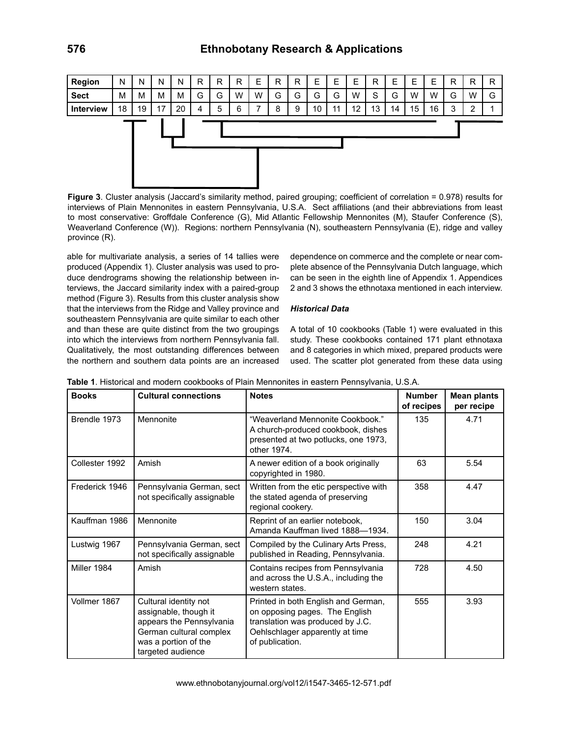| Region | N | N | N | N | R | R | R | E | R | R | E | E | E | R | E | E | E | R | R | R |
|---|---|---|---|---|---|---|---|---|---|---|---|---|---|---|---|---|---|---|---|---|
| Sect | M | M | M | M | G | G | W | W | G | G | G | G | W | S | G | W | W | G | W | G |
| Interview | 18 | 19 | 17 | 20 | 4 | 5 | 6 | 7 | 8 | 9 | 10 | 11 | 12 | 13 | 14 | 15 | 16 | 3 | 2 | 1 |

**Figure 3**. Cluster analysis (Jaccard's similarity method, paired grouping; coefficient of correlation = 0.978) results for interviews of Plain Mennonites in eastern Pennsylvania, U.S.A. Sect affiliations (and their abbreviations from least to most conservative: Groffdale Conference (G), Mid Atlantic Fellowship Mennonites (M), Staufer Conference (S), Weaverland Conference (W)). Regions: northern Pennsylvania (N), southeastern Pennsylvania (E), ridge and valley province (R).

able for multivariate analysis, a series of 14 tallies were produced (Appendix 1). Cluster analysis was used to produce dendrograms showing the relationship between interviews, the Jaccard similarity index with a paired-group method (Figure 3). Results from this cluster analysis show that the interviews from the Ridge and Valley province and southeastern Pennsylvania are quite similar to each other and than these are quite distinct from the two groupings into which the interviews from northern Pennsylvania fall. Qualitatively, the most outstanding differences between the northern and southern data points are an increased dependence on commerce and the complete or near complete absence of the Pennsylvania Dutch language, which can be seen in the eighth line of Appendix 1. Appendices 2 and 3 shows the ethnotaxa mentioned in each interview.

### *Historical Data*

A total of 10 cookbooks (Table 1) were evaluated in this study. These cookbooks contained 171 plant ethnotaxa and 8 categories in which mixed, prepared products were used. The scatter plot generated from these data using

**Table 1**. Historical and modern cookbooks of Plain Mennonites in eastern Pennsylvania, U.S.A.

| Books | Cultural connections | Notes | Number of recipes | Mean plants per recipe |
|---|---|---|---|---|
| Brendle 1973 | Mennonite | "Weaverland Mennonite Cookbook." A church-produced cookbook, dishes presented at two potlucks, one 1973, other 1974. | 135 | 4.71 |
| Collester 1992 | Amish | A newer edition of a book originally copyrighted in 1980. | 63 | 5.54 |
| Frederick 1946 | Pennsylvania German, sect not specifically assignable | Written from the etic perspective with the stated agenda of preserving regional cookery. | 358 | 4.47 |
| Kauffman 1986 | Mennonite | Reprint of an earlier notebook, Amanda Kauffman lived 1888—1934. | 150 | 3.04 |
| Lustwig 1967 | Pennsylvania German, sect not specifically assignable | Compiled by the Culinary Arts Press, published in Reading, Pennsylvania. | 248 | 4.21 |
| Miller 1984 | Amish | Contains recipes from Pennsylvania and across the U.S.A., including the western states. | 728 | 4.50 |
| Vollmer 1867 | Cultural identity not assignable, though it appears the Pennsylvania German cultural complex was a portion of the targeted audience | Printed in both English and German, on opposing pages. The English translation was produced by J.C. Oehlschlager apparently at time of publication. | 555 | 3.93 |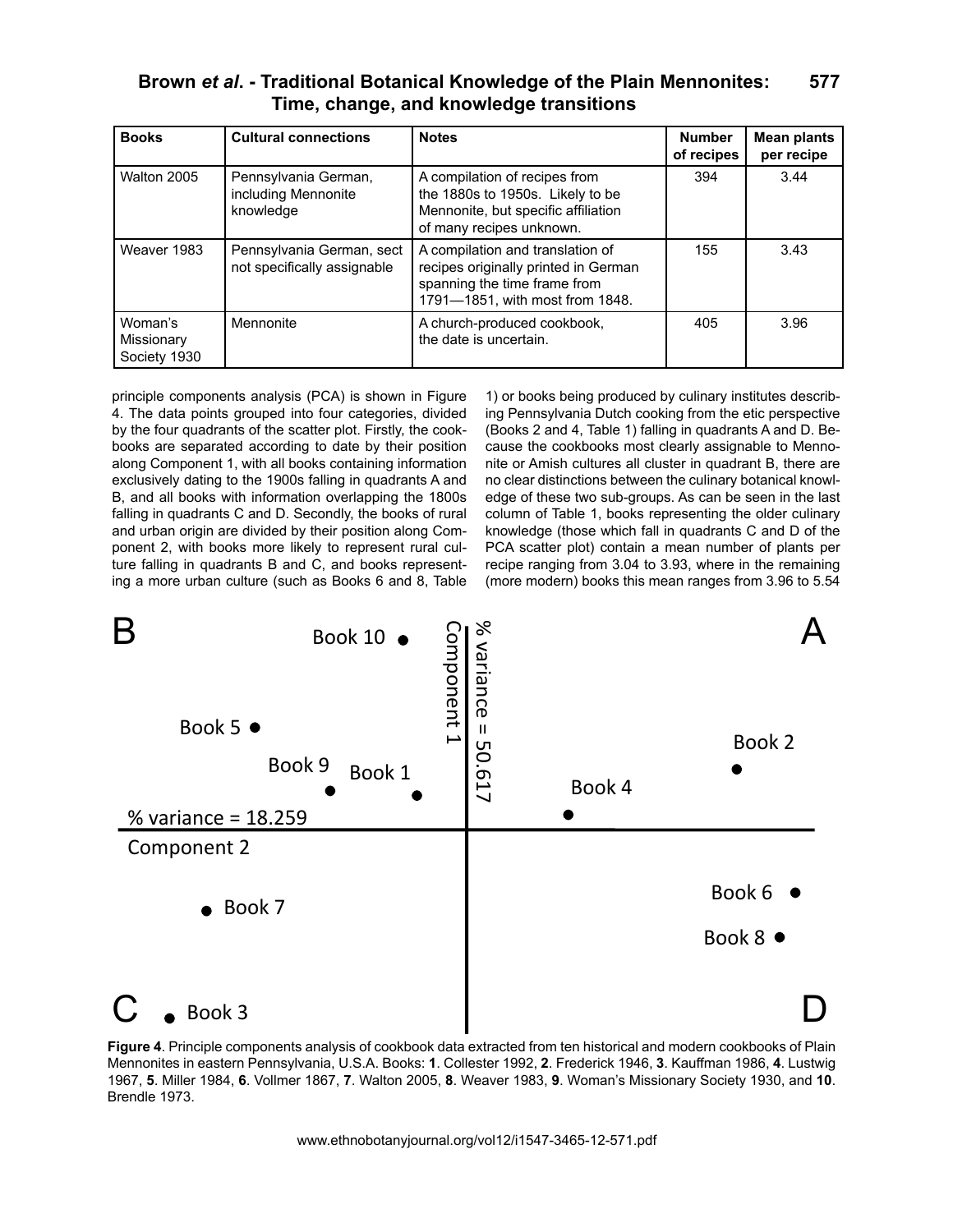| Books | Cultural connections | Notes | Number of recipes | Mean plants per recipe |
|---|---|---|---|---|
| Walton 2005 | Pennsylvania German, including Mennonite knowledge | A compilation of recipes from the 1880s to 1950s. Likely to be Mennonite, but specific affiliation of many recipes unknown. | 394 | 3.44 |
| Weaver 1983 | Pennsylvania German, sect not specifically assignable | A compilation and translation of recipes originally printed in German spanning the time frame from 1791—1851, with most from 1848. | 155 | 3.43 |
| Woman's Missionary Society 1930 | Mennonite | A church-produced cookbook, the date is uncertain. | 405 | 3.96 |

principle components analysis (PCA) is shown in Figure 4. The data points grouped into four categories, divided by the four quadrants of the scatter plot. Firstly, the cookbooks are separated according to date by their position along Component 1, with all books containing information exclusively dating to the 1900s falling in quadrants A and B, and all books with information overlapping the 1800s falling in quadrants C and D. Secondly, the books of rural and urban origin are divided by their position along Component 2, with books more likely to represent rural culture falling in quadrants B and C, and books representing a more urban culture (such as Books 6 and 8, Table 1) or books being produced by culinary institutes describing Pennsylvania Dutch cooking from the etic perspective (Books 2 and 4, Table 1) falling in quadrants A and D. Because the cookbooks most clearly assignable to Mennonite or Amish cultures all cluster in quadrant B, there are no clear distinctions between the culinary botanical knowledge of these two sub-groups. As can be seen in the last column of Table 1, books representing the older culinary knowledge (those which fall in quadrants C and D of the PCA scatter plot) contain a mean number of plants per recipe ranging from 3.04 to 3.93, where in the remaining (more modern) books this mean ranges from 3.96 to 5.54

**Figure 4**. Principle components analysis of cookbook data extracted from ten historical and modern cookbooks of Plain Mennonites in eastern Pennsylvania, U.S.A. Books: **1**. Collester 1992, **2**. Frederick 1946, **3**. Kauffman 1986, **4**. Lustwig 1967, **5**. Miller 1984, **6**. Vollmer 1867, **7**. Walton 2005, **8**. Weaver 1983, **9**. Woman's Missionary Society 1930, and **10**. Brendle 1973.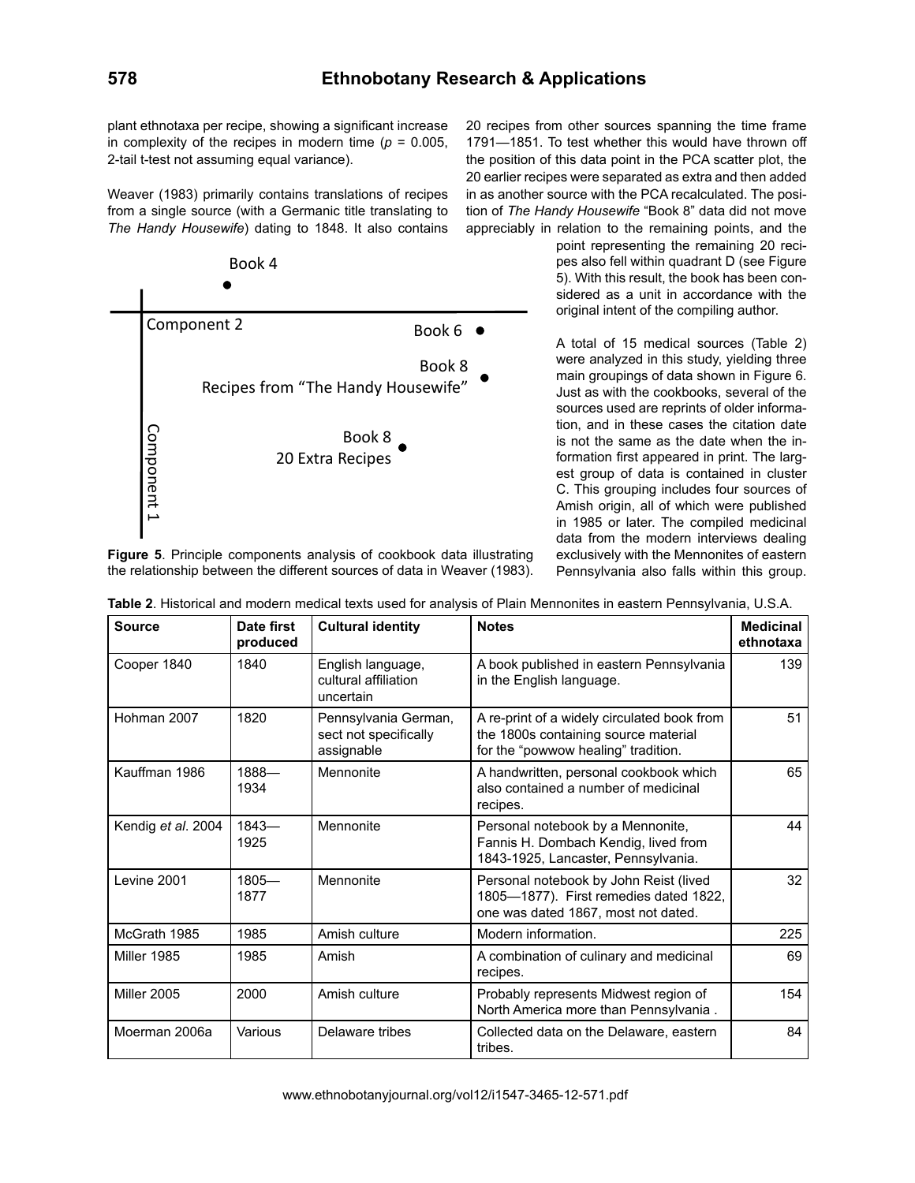plant ethnotaxa per recipe, showing a significant increase in complexity of the recipes in modern time ($p$ = 0.005, 2-tail t-test not assuming equal variance).

Weaver (1983) primarily contains translations of recipes from a single source (with a Germanic title translating to *The Handy Housewife*) dating to 1848. It also contains 20 recipes from other sources spanning the time frame 1791—1851. To test whether this would have thrown off the position of this data point in the PCA scatter plot, the 20 earlier recipes were separated as extra and then added in as another source with the PCA recalculated. The position of *The Handy Housewife* "Book 8" data did not move appreciably in relation to the remaining points, and the point representing the remaining 20 recipes also fell within quadrant D (see Figure 5). With this result, the book has been considered as a unit in accordance with the original intent of the compiling author.

Book 4

Component 2

Book 6

Book 8
Recipes from "The Handy Housewife"

Book 8
20 Extra Recipes

Component 1

**Figure 5**. Principle components analysis of cookbook data illustrating the relationship between the different sources of data in Weaver (1983).

A total of 15 medical sources (Table 2) were analyzed in this study, yielding three main groupings of data shown in Figure 6. Just as with the cookbooks, several of the sources used are reprints of older information, and in these cases the citation date is not the same as the date when the information first appeared in print. The largest group of data is contained in cluster C. This grouping includes four sources of Amish origin, all of which were published in 1985 or later. The compiled medicinal data from the modern interviews dealing exclusively with the Mennonites of eastern Pennsylvania also falls within this group.

**Table 2**. Historical and modern medical texts used for analysis of Plain Mennonites in eastern Pennsylvania, U.S.A.

| Source | Date first produced | Cultural identity | Notes | Medicinal ethnotaxa |
|---|---|---|---|---|
| Cooper 1840 | 1840 | English language, cultural affiliation uncertain | A book published in eastern Pennsylvania in the English language. | 139 |
| Hohman 2007 | 1820 | Pennsylvania German, sect not specifically assignable | A re-print of a widely circulated book from the 1800s containing source material for the "powwow healing" tradition. | 51 |
| Kauffman 1986 | 1888—1934 | Mennonite | A handwritten, personal cookbook which also contained a number of medicinal recipes. | 65 |
| Kendig *et al*. 2004 | 1843—1925 | Mennonite | Personal notebook by a Mennonite, Fannis H. Dombach Kendig, lived from 1843-1925, Lancaster, Pennsylvania. | 44 |
| Levine 2001 | 1805—1877 | Mennonite | Personal notebook by John Reist (lived 1805—1877). First remedies dated 1822, one was dated 1867, most not dated. | 32 |
| McGrath 1985 | 1985 | Amish culture | Modern information. | 225 |
| Miller 1985 | 1985 | Amish | A combination of culinary and medicinal recipes. | 69 |
| Miller 2005 | 2000 | Amish culture | Probably represents Midwest region of North America more than Pennsylvania . | 154 |
| Moerman 2006a | Various | Delaware tribes | Collected data on the Delaware, eastern tribes. | 84 |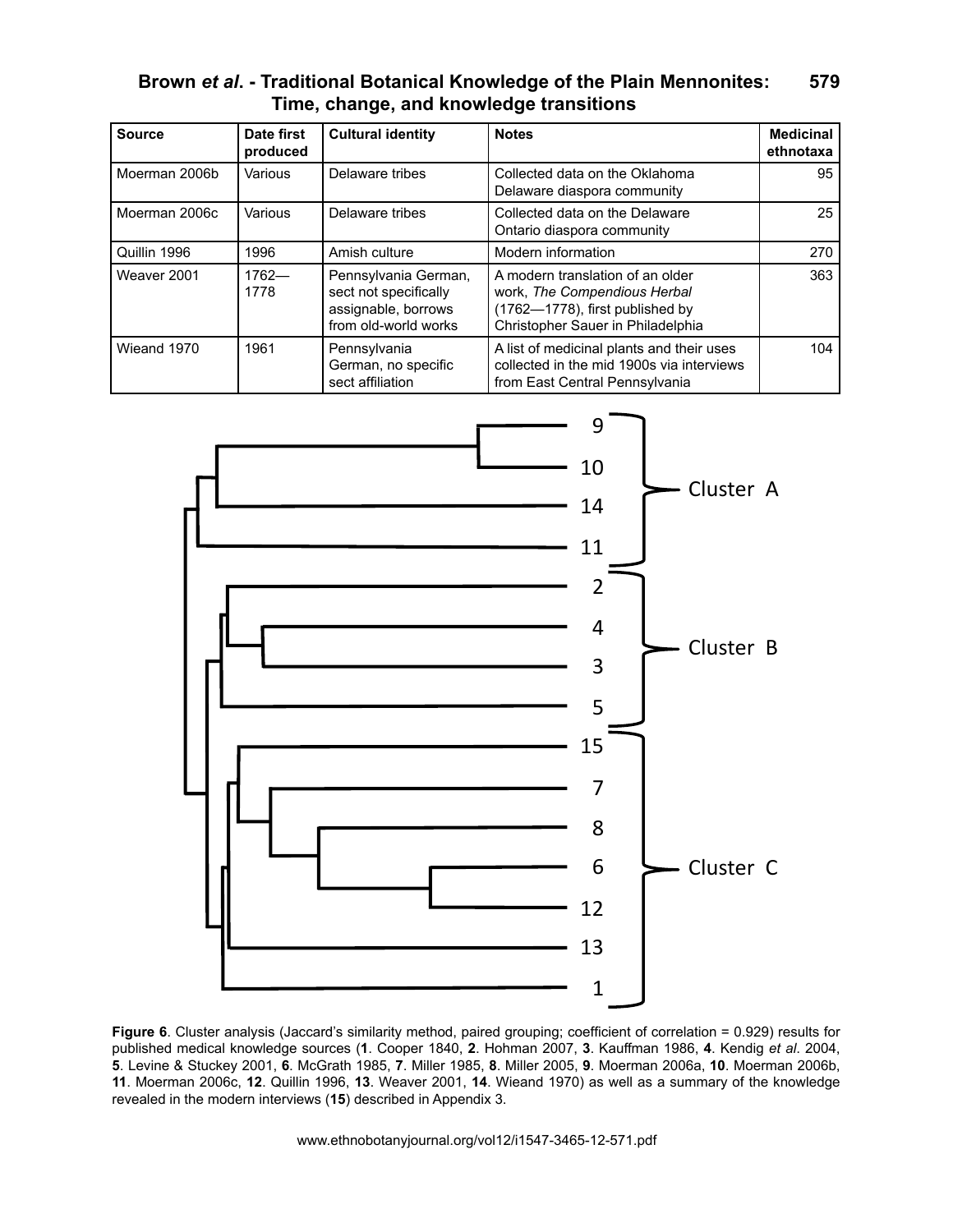| Source | Date first produced | Cultural identity | Notes | Medicinal ethnotaxa |
|---|---|---|---|---|
| Moerman 2006b | Various | Delaware tribes | Collected data on the Oklahoma Delaware diaspora community | 95 |
| Moerman 2006c | Various | Delaware tribes | Collected data on the Delaware Ontario diaspora community | 25 |
| Quillin 1996 | 1996 | Amish culture | Modern information | 270 |
| Weaver 2001 | 1762—1778 | Pennsylvania German, sect not specifically assignable, borrows from old-world works | A modern translation of an older work, *The Compendious Herbal* (1762—1778), first published by Christopher Sauer in Philadelphia | 363 |
| Wieand 1970 | 1961 | Pennsylvania German, no specific sect affiliation | A list of medicinal plants and their uses collected in the mid 1900s via interviews from East Central Pennsylvania | 104 |

**Figure 6**. Cluster analysis (Jaccard's similarity method, paired grouping; coefficient of correlation = 0.929) results for published medical knowledge sources (**1**. Cooper 1840, **2**. Hohman 2007, **3**. Kauffman 1986, **4**. Kendig *et al*. 2004, **5**. Levine & Stuckey 2001, **6**. McGrath 1985, **7**. Miller 1985, **8**. Miller 2005, **9**. Moerman 2006a, **10**. Moerman 2006b, **11**. Moerman 2006c, **12**. Quillin 1996, **13**. Weaver 2001, **14**. Wieand 1970) as well as a summary of the knowledge revealed in the modern interviews (**15**) described in Appendix 3.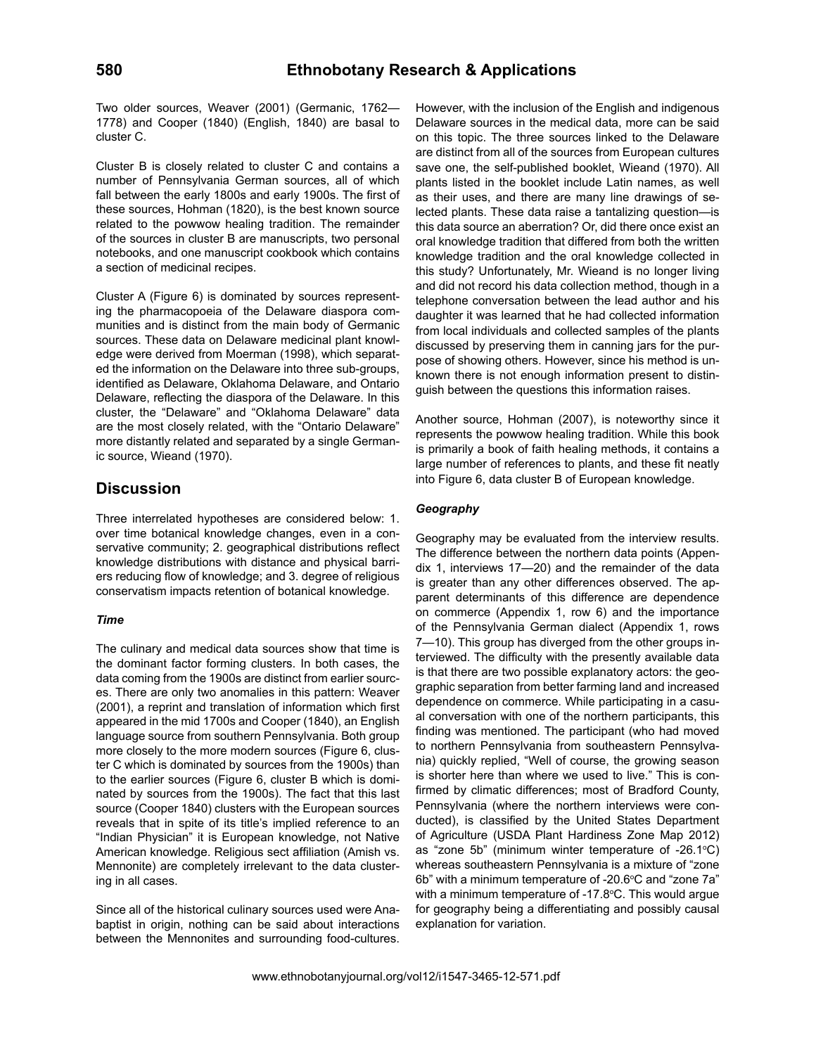Two older sources, Weaver (2001) (Germanic, 1762—1778) and Cooper (1840) (English, 1840) are basal to cluster C.

Cluster B is closely related to cluster C and contains a number of Pennsylvania German sources, all of which fall between the early 1800s and early 1900s. The first of these sources, Hohman (1820), is the best known source related to the powwow healing tradition. The remainder of the sources in cluster B are manuscripts, two personal notebooks, and one manuscript cookbook which contains a section of medicinal recipes.

Cluster A (Figure 6) is dominated by sources representing the pharmacopoeia of the Delaware diaspora communities and is distinct from the main body of Germanic sources. These data on Delaware medicinal plant knowledge were derived from Moerman (1998), which separated the information on the Delaware into three sub-groups, identified as Delaware, Oklahoma Delaware, and Ontario Delaware, reflecting the diaspora of the Delaware. In this cluster, the "Delaware" and "Oklahoma Delaware" data are the most closely related, with the "Ontario Delaware" more distantly related and separated by a single Germanic source, Wieand (1970).

## Discussion

Three interrelated hypotheses are considered below: 1. over time botanical knowledge changes, even in a conservative community; 2. geographical distributions reflect knowledge distributions with distance and physical barriers reducing flow of knowledge; and 3. degree of religious conservatism impacts retention of botanical knowledge.

### *Time*

The culinary and medical data sources show that time is the dominant factor forming clusters. In both cases, the data coming from the 1900s are distinct from earlier sources. There are only two anomalies in this pattern: Weaver (2001), a reprint and translation of information which first appeared in the mid 1700s and Cooper (1840), an English language source from southern Pennsylvania. Both group more closely to the more modern sources (Figure 6, cluster C which is dominated by sources from the 1900s) than to the earlier sources (Figure 6, cluster B which is dominated by sources from the 1900s). The fact that this last source (Cooper 1840) clusters with the European sources reveals that in spite of its title's implied reference to an "Indian Physician" it is European knowledge, not Native American knowledge. Religious sect affiliation (Amish vs. Mennonite) are completely irrelevant to the data clustering in all cases.

Since all of the historical culinary sources used were Anabaptist in origin, nothing can be said about interactions between the Mennonites and surrounding food-cultures. However, with the inclusion of the English and indigenous Delaware sources in the medical data, more can be said on this topic. The three sources linked to the Delaware are distinct from all of the sources from European cultures save one, the self-published booklet, Wieand (1970). All plants listed in the booklet include Latin names, as well as their uses, and there are many line drawings of selected plants. These data raise a tantalizing question—is this data source an aberration? Or, did there once exist an oral knowledge tradition that differed from both the written knowledge tradition and the oral knowledge collected in this study? Unfortunately, Mr. Wieand is no longer living and did not record his data collection method, though in a telephone conversation between the lead author and his daughter it was learned that he had collected information from local individuals and collected samples of the plants discussed by preserving them in canning jars for the purpose of showing others. However, since his method is unknown there is not enough information present to distinguish between the questions this information raises.

Another source, Hohman (2007), is noteworthy since it represents the powwow healing tradition. While this book is primarily a book of faith healing methods, it contains a large number of references to plants, and these fit neatly into Figure 6, data cluster B of European knowledge.

### *Geography*

Geography may be evaluated from the interview results. The difference between the northern data points (Appendix 1, interviews 17—20) and the remainder of the data is greater than any other differences observed. The apparent determinants of this difference are dependence on commerce (Appendix 1, row 6) and the importance of the Pennsylvania German dialect (Appendix 1, rows 7—10). This group has diverged from the other groups interviewed. The difficulty with the presently available data is that there are two possible explanatory actors: the geographic separation from better farming land and increased dependence on commerce. While participating in a casual conversation with one of the northern participants, this finding was mentioned. The participant (who had moved to northern Pennsylvania from southeastern Pennsylvania) quickly replied, "Well of course, the growing season is shorter here than where we used to live." This is confirmed by climatic differences; most of Bradford County, Pennsylvania (where the northern interviews were conducted), is classified by the United States Department of Agriculture (USDA Plant Hardiness Zone Map 2012) as "zone 5b" (minimum winter temperature of -26.1°C) whereas southeastern Pennsylvania is a mixture of "zone 6b" with a minimum temperature of -20.6°C and "zone 7a" with a minimum temperature of -17.8°C. This would argue for geography being a differentiating and possibly causal explanation for variation.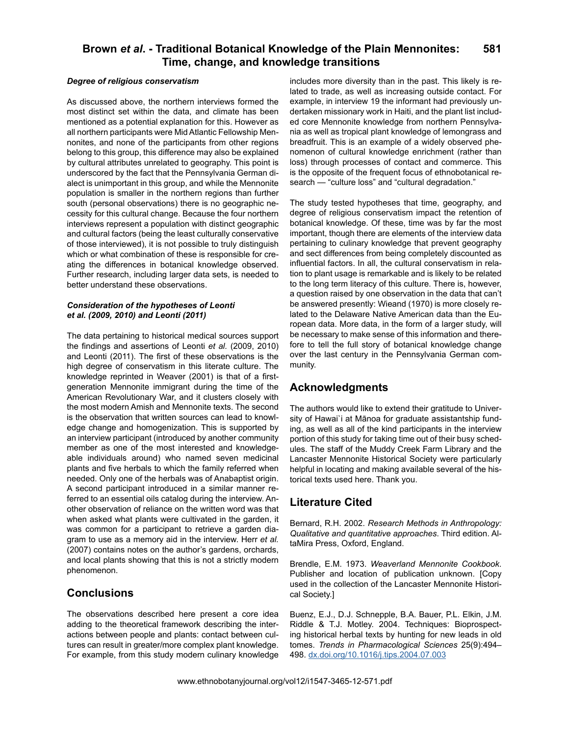### *Degree of religious conservatism*

As discussed above, the northern interviews formed the most distinct set within the data, and climate has been mentioned as a potential explanation for this. However as all northern participants were Mid Atlantic Fellowship Mennonites, and none of the participants from other regions belong to this group, this difference may also be explained by cultural attributes unrelated to geography. This point is underscored by the fact that the Pennsylvania German dialect is unimportant in this group, and while the Mennonite population is smaller in the northern regions than further south (personal observations) there is no geographic necessity for this cultural change. Because the four northern interviews represent a population with distinct geographic and cultural factors (being the least culturally conservative of those interviewed), it is not possible to truly distinguish which or what combination of these is responsible for creating the differences in botanical knowledge observed. Further research, including larger data sets, is needed to better understand these observations.

### *Consideration of the hypotheses of Leonti et al. (2009, 2010) and Leonti (2011)*

The data pertaining to historical medical sources support the findings and assertions of Leonti *et al.* (2009, 2010) and Leonti (2011). The first of these observations is the high degree of conservatism in this literate culture. The knowledge reprinted in Weaver (2001) is that of a first-generation Mennonite immigrant during the time of the American Revolutionary War, and it clusters closely with the most modern Amish and Mennonite texts. The second is the observation that written sources can lead to knowledge change and homogenization. This is supported by an interview participant (introduced by another community member as one of the most interested and knowledgeable individuals around) who named seven medicinal plants and five herbals to which the family referred when needed. Only one of the herbals was of Anabaptist origin. A second participant introduced in a similar manner referred to an essential oils catalog during the interview. Another observation of reliance on the written word was that when asked what plants were cultivated in the garden, it was common for a participant to retrieve a garden diagram to use as a memory aid in the interview. Herr *et al.* (2007) contains notes on the author's gardens, orchards, and local plants showing that this is not a strictly modern phenomenon.

## Conclusions

The observations described here present a core idea adding to the theoretical framework describing the interactions between people and plants: contact between cultures can result in greater/more complex plant knowledge. For example, from this study modern culinary knowledge includes more diversity than in the past. This likely is related to trade, as well as increasing outside contact. For example, in interview 19 the informant had previously undertaken missionary work in Haiti, and the plant list included core Mennonite knowledge from northern Pennsylvania as well as tropical plant knowledge of lemongrass and breadfruit. This is an example of a widely observed phenomenon of cultural knowledge enrichment (rather than loss) through processes of contact and commerce. This is the opposite of the frequent focus of ethnobotanical research — "culture loss" and "cultural degradation."

The study tested hypotheses that time, geography, and degree of religious conservatism impact the retention of botanical knowledge. Of these, time was by far the most important, though there are elements of the interview data pertaining to culinary knowledge that prevent geography and sect differences from being completely discounted as influential factors. In all, the cultural conservatism in relation to plant usage is remarkable and is likely to be related to the long term literacy of this culture. There is, however, a question raised by one observation in the data that can't be answered presently: Wieand (1970) is more closely related to the Delaware Native American data than the European data. More data, in the form of a larger study, will be necessary to make sense of this information and therefore to tell the full story of botanical knowledge change over the last century in the Pennsylvania German community.

## Acknowledgments

The authors would like to extend their gratitude to University of Hawai`i at Mānoa for graduate assistantship funding, as well as all of the kind participants in the interview portion of this study for taking time out of their busy schedules. The staff of the Muddy Creek Farm Library and the Lancaster Mennonite Historical Society were particularly helpful in locating and making available several of the historical texts used here. Thank you.

## Literature Cited

Bernard, R.H. 2002. *Research Methods in Anthropology: Qualitative and quantitative approaches*. Third edition. AltaMira Press, Oxford, England.

Brendle, E.M. 1973. *Weaverland Mennonite Cookbook*. Publisher and location of publication unknown. [Copy used in the collection of the Lancaster Mennonite Historical Society.]

Buenz, E.J., D.J. Schnepple, B.A. Bauer, P.L. Elkin, J.M. Riddle & T.J. Motley. 2004. Techniques: Bioprospecting historical herbal texts by hunting for new leads in old tomes. *Trends in Pharmacological Sciences* 25(9):494–498. dx.doi.org/10.1016/j.tips.2004.07.003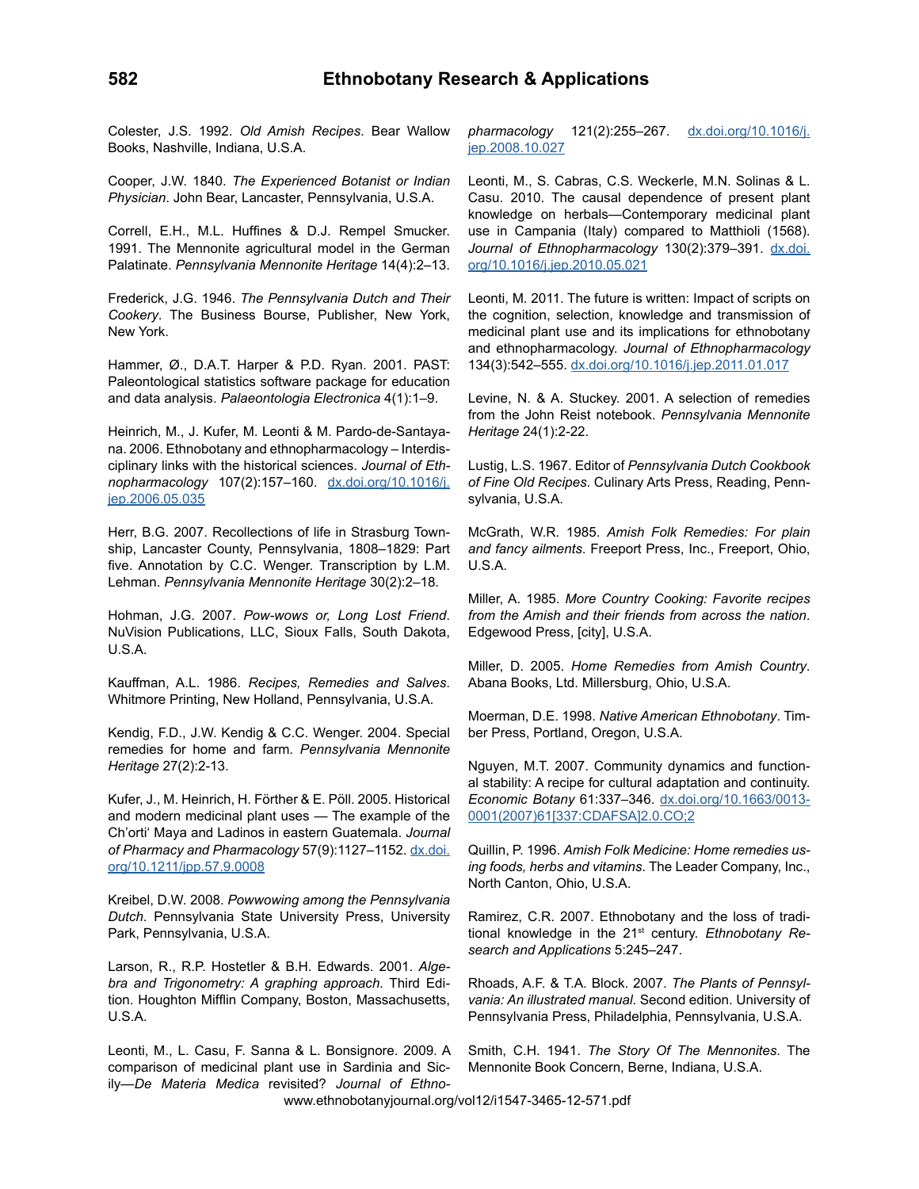Colester, J.S. 1992. *Old Amish Recipes*. Bear Wallow Books, Nashville, Indiana, U.S.A.

Cooper, J.W. 1840. *The Experienced Botanist or Indian Physician*. John Bear, Lancaster, Pennsylvania, U.S.A.

Correll, E.H., M.L. Huffines & D.J. Rempel Smucker. 1991. The Mennonite agricultural model in the German Palatinate. *Pennsylvania Mennonite Heritage* 14(4):2–13.

Frederick, J.G. 1946. *The Pennsylvania Dutch and Their Cookery*. The Business Bourse, Publisher, New York, New York.

Hammer, Ø., D.A.T. Harper & P.D. Ryan. 2001. PAST: Paleontological statistics software package for education and data analysis. *Palaeontologia Electronica* 4(1):1–9.

Heinrich, M., J. Kufer, M. Leonti & M. Pardo-de-Santayana. 2006. Ethnobotany and ethnopharmacology – Interdisciplinary links with the historical sciences. *Journal of Ethnopharmacology* 107(2):157–160. dx.doi.org/10.1016/j.jep.2006.05.035

Herr, B.G. 2007. Recollections of life in Strasburg Township, Lancaster County, Pennsylvania, 1808–1829: Part five. Annotation by C.C. Wenger. Transcription by L.M. Lehman. *Pennsylvania Mennonite Heritage* 30(2):2–18.

Hohman, J.G. 2007. *Pow-wows or, Long Lost Friend*. NuVision Publications, LLC, Sioux Falls, South Dakota, U.S.A.

Kauffman, A.L. 1986. *Recipes, Remedies and Salves*. Whitmore Printing, New Holland, Pennsylvania, U.S.A.

Kendig, F.D., J.W. Kendig & C.C. Wenger. 2004. Special remedies for home and farm. *Pennsylvania Mennonite Heritage* 27(2):2-13.

Kufer, J., M. Heinrich, H. Förther & E. Pöll. 2005. Historical and modern medicinal plant uses — The example of the Ch'orti' Maya and Ladinos in eastern Guatemala. *Journal of Pharmacy and Pharmacology* 57(9):1127–1152. dx.doi.org/10.1211/jpp.57.9.0008

Kreibel, D.W. 2008. *Powwowing among the Pennsylvania Dutch*. Pennsylvania State University Press, University Park, Pennsylvania, U.S.A.

Larson, R., R.P. Hostetler & B.H. Edwards. 2001. *Algebra and Trigonometry: A graphing approach*. Third Edition. Houghton Mifflin Company, Boston, Massachusetts, U.S.A.

Leonti, M., L. Casu, F. Sanna & L. Bonsignore. 2009. A comparison of medicinal plant use in Sardinia and Sicily—*De Materia Medica* revisited? *Journal of Ethnopharmacology* 121(2):255–267. dx.doi.org/10.1016/j.jep.2008.10.027

Leonti, M., S. Cabras, C.S. Weckerle, M.N. Solinas & L. Casu. 2010. The causal dependence of present plant knowledge on herbals—Contemporary medicinal plant use in Campania (Italy) compared to Matthioli (1568). *Journal of Ethnopharmacology* 130(2):379–391. dx.doi.org/10.1016/j.jep.2010.05.021

Leonti, M. 2011. The future is written: Impact of scripts on the cognition, selection, knowledge and transmission of medicinal plant use and its implications for ethnobotany and ethnopharmacology. *Journal of Ethnopharmacology* 134(3):542–555. dx.doi.org/10.1016/j.jep.2011.01.017

Levine, N. & A. Stuckey. 2001. A selection of remedies from the John Reist notebook. *Pennsylvania Mennonite Heritage* 24(1):2-22.

Lustig, L.S. 1967. Editor of *Pennsylvania Dutch Cookbook of Fine Old Recipes*. Culinary Arts Press, Reading, Pennsylvania, U.S.A.

McGrath, W.R. 1985. *Amish Folk Remedies: For plain and fancy ailments*. Freeport Press, Inc., Freeport, Ohio, U.S.A.

Miller, A. 1985. *More Country Cooking: Favorite recipes from the Amish and their friends from across the nation*. Edgewood Press, [city], U.S.A.

Miller, D. 2005. *Home Remedies from Amish Country*. Abana Books, Ltd. Millersburg, Ohio, U.S.A.

Moerman, D.E. 1998. *Native American Ethnobotany*. Timber Press, Portland, Oregon, U.S.A.

Nguyen, M.T. 2007. Community dynamics and functional stability: A recipe for cultural adaptation and continuity. *Economic Botany* 61:337–346. dx.doi.org/10.1663/0013-0001(2007)61[337:CDAFSA]2.0.CO;2

Quillin, P. 1996. *Amish Folk Medicine: Home remedies using foods, herbs and vitamins*. The Leader Company, Inc., North Canton, Ohio, U.S.A.

Ramirez, C.R. 2007. Ethnobotany and the loss of traditional knowledge in the 21st century. *Ethnobotany Research and Applications* 5:245–247.

Rhoads, A.F. & T.A. Block. 2007. *The Plants of Pennsylvania: An illustrated manual*. Second edition. University of Pennsylvania Press, Philadelphia, Pennsylvania, U.S.A.

Smith, C.H. 1941. *The Story Of The Mennonites*. The Mennonite Book Concern, Berne, Indiana, U.S.A.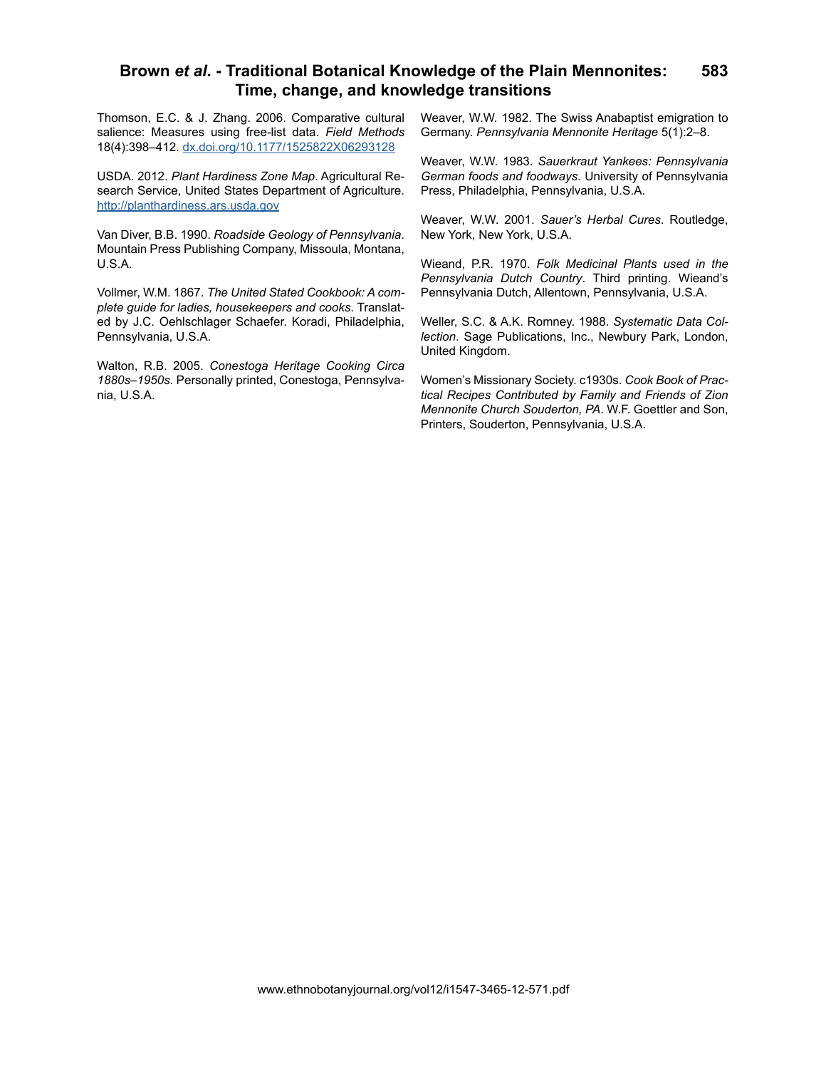Thomson, E.C. & J. Zhang. 2006. Comparative cultural salience: Measures using free-list data. *Field Methods* 18(4):398–412. [dx.doi.org/10.1177/1525822X06293128](http://dx.doi.org/10.1177/1525822X06293128)

USDA. 2012. *Plant Hardiness Zone Map*. Agricultural Research Service, United States Department of Agriculture. [http://planthardiness.ars.usda.gov](http://planthardiness.ars.usda.gov)

Van Diver, B.B. 1990. *Roadside Geology of Pennsylvania*. Mountain Press Publishing Company, Missoula, Montana, U.S.A.

Vollmer, W.M. 1867. *The United Stated Cookbook: A complete guide for ladies, housekeepers and cooks*. Translated by J.C. Oehlschlager Schaefer. Koradi, Philadelphia, Pennsylvania, U.S.A.

Walton, R.B. 2005. *Conestoga Heritage Cooking Circa 1880s–1950s*. Personally printed, Conestoga, Pennsylvania, U.S.A.

Weaver, W.W. 1982. The Swiss Anabaptist emigration to Germany. *Pennsylvania Mennonite Heritage* 5(1):2–8.

Weaver, W.W. 1983. *Sauerkraut Yankees: Pennsylvania German foods and foodways*. University of Pennsylvania Press, Philadelphia, Pennsylvania, U.S.A.

Weaver, W.W. 2001. *Sauer's Herbal Cures*. Routledge, New York, New York, U.S.A.

Wieand, P.R. 1970. *Folk Medicinal Plants used in the Pennsylvania Dutch Country*. Third printing. Wieand's Pennsylvania Dutch, Allentown, Pennsylvania, U.S.A.

Weller, S.C. & A.K. Romney. 1988. *Systematic Data Collection*. Sage Publications, Inc., Newbury Park, London, United Kingdom.

Women's Missionary Society. c1930s. *Cook Book of Practical Recipes Contributed by Family and Friends of Zion Mennonite Church Souderton, PA*. W.F. Goettler and Son, Printers, Souderton, Pennsylvania, U.S.A.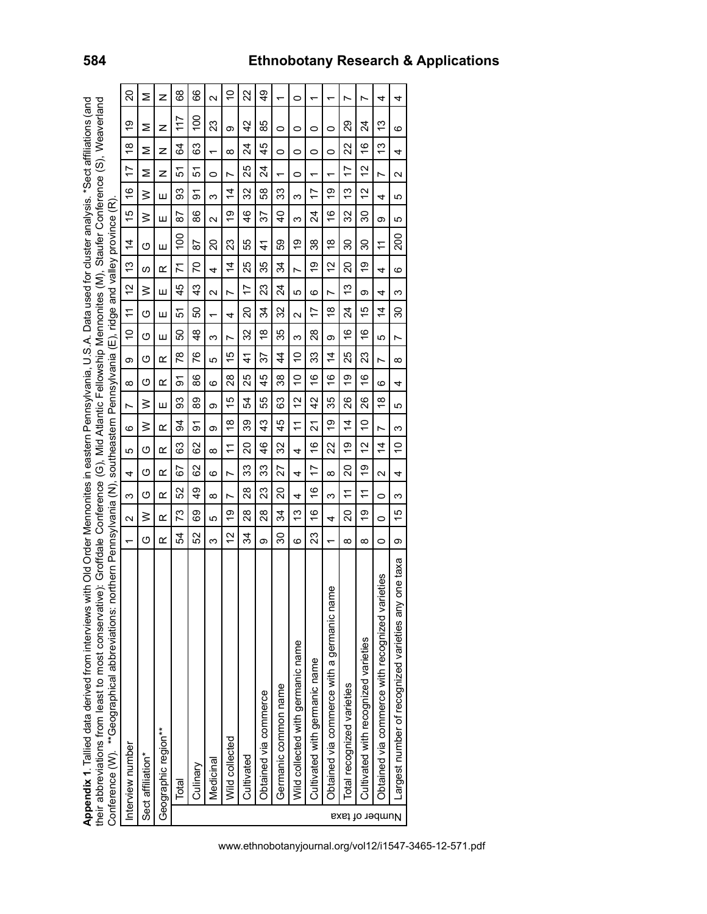**Appendix 1**. Tallied data derived from interviews with Old Order Mennonites in eastern Pennsylvania, U.S.A. Data used for cluster analysis. *Sect affiliations (and their abbreviations from least to most conservative): Groffdale Conference (G), Mid Atlantic Fellowship Mennonites (M), Stauffer Conference (S), Weaverland Conference (W). **Geographical abbreviations: northern Pennsylvania (N), southeastern Pennsylvania (E), ridge and valley province (R).

| | Interview number | 1 | 2 | 3 | 4 | 5 | 6 | 7 | 8 | 9 | 10 | 11 | 12 | 13 | 14 | 15 | 16 | 17 | 18 | 19 | 20 |
|---|---|---|---|---|---|---|---|---|---|---|---|---|---|---|---|---|---|---|---|---|---|
| | Sect affiliation* | G | W | G | G | G | W | W | G | G | G | G | W | S | G | W | W | M | M | M | M |
| | Geographic region** | R | R | R | R | R | R | E | R | R | E | E | E | R | E | E | E | N | N | N | N |
| Number of taxa | Total | 54 | 73 | 52 | 67 | 63 | 94 | 93 | 91 | 78 | 50 | 51 | 45 | 71 | 100 | 87 | 93 | 51 | 64 | 117 | 68 |
| | Culinary | 52 | 69 | 49 | 62 | 62 | 91 | 89 | 86 | 76 | 48 | 50 | 43 | 70 | 87 | 86 | 91 | 51 | 63 | 100 | 66 |
| | Medicinal | 3 | 5 | 8 | 6 | 8 | 9 | 9 | 6 | 5 | 3 | 1 | 2 | 4 | 20 | 2 | 3 | 0 | 1 | 23 | 2 |
| | Wild collected | 12 | 19 | 7 | 7 | 11 | 18 | 15 | 28 | 15 | 7 | 4 | 7 | 14 | 23 | 19 | 14 | 7 | 8 | 9 | 10 |
| | Cultivated | 34 | 28 | 28 | 33 | 20 | 39 | 54 | 25 | 41 | 32 | 20 | 17 | 25 | 55 | 46 | 32 | 25 | 24 | 42 | 22 |
| | Obtained via commerce | 9 | 28 | 23 | 33 | 46 | 43 | 55 | 45 | 37 | 18 | 34 | 23 | 35 | 41 | 37 | 58 | 24 | 45 | 85 | 49 |
| | Germanic common name | 30 | 34 | 20 | 27 | 32 | 45 | 63 | 38 | 44 | 35 | 32 | 24 | 34 | 59 | 40 | 33 | 1 | 0 | 0 | 1 |
| | Wild collected with germanic name | 6 | 13 | 4 | 4 | 4 | 11 | 12 | 10 | 10 | 3 | 2 | 5 | 7 | 19 | 3 | 3 | 0 | 0 | 0 | 0 |
| | Cultivated with germanic name | 23 | 16 | 16 | 17 | 16 | 21 | 42 | 16 | 33 | 28 | 17 | 6 | 19 | 38 | 24 | 17 | 1 | 0 | 0 | 1 |
| | Obtained via commerce with a germanic name | 1 | 4 | 3 | 8 | 22 | 19 | 35 | 16 | 14 | 9 | 18 | 7 | 12 | 18 | 16 | 19 | 1 | 0 | 0 | 1 |
| | Total recognized varieties | 8 | 20 | 11 | 20 | 19 | 14 | 26 | 19 | 25 | 16 | 24 | 13 | 20 | 30 | 32 | 13 | 17 | 22 | 29 | 7 |
| | Cultivated with recognized varieties | 8 | 19 | 11 | 19 | 12 | 10 | 26 | 16 | 23 | 16 | 15 | 9 | 19 | 30 | 30 | 12 | 12 | 16 | 24 | 7 |
| | Obtained via commerce with recognized varieties | 0 | 0 | 0 | 2 | 14 | 7 | 18 | 6 | 7 | 5 | 14 | 4 | 4 | 11 | 9 | 4 | 7 | 13 | 13 | 4 |
| | Largest number of recognized varieties any one taxa | 9 | 15 | 3 | 4 | 10 | 3 | 5 | 4 | 8 | 7 | 30 | 3 | 6 | 200 | 5 | 5 | 2 | 4 | 6 | 4 |

www.ethnobotanyjournal.org/vol12/i1547-3465-12-571.pdf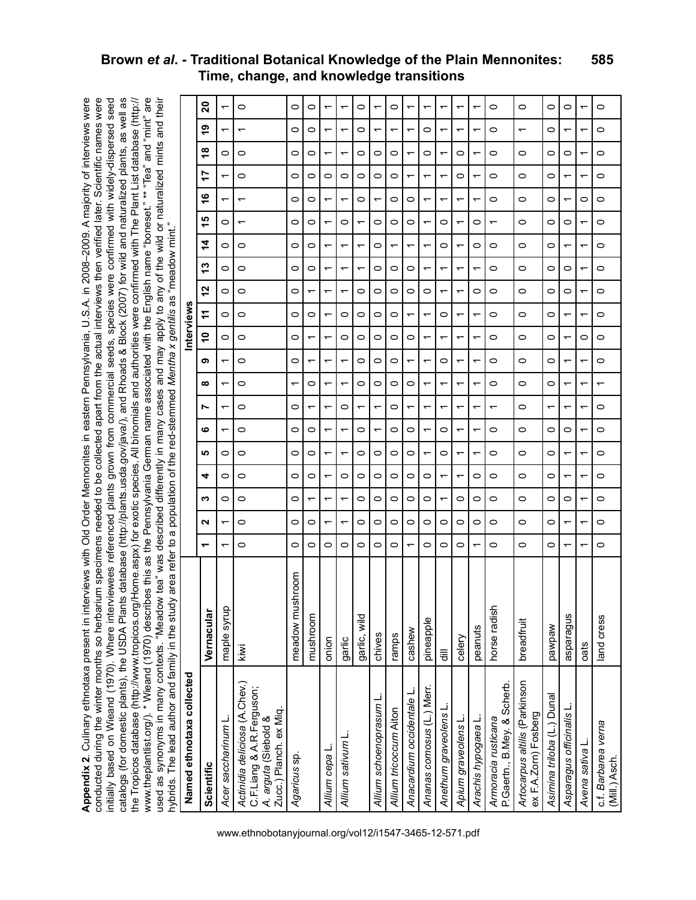**Appendix 2.** Culinary ethnotaxa present in interviews with Old Order Mennonites in eastern Pennsylvania, U.S.A. in 2008–2009. A majority of interviews were conducted during the winter months so herbarium specimens needed to be collected apart from the actual interviews then verified later. Scientific names were initially based on Wieand (1970). Where interviewees referenced plants grown from commercial seeds, species were confirmed with widely-dispersed seed catalogs (for domestic plants), the USDA Plants database (http://plants.usda.gov/java/), and Rhoads & Block (2007) for wild and naturalized plants, as well as the Tropicos database (http://www.tropicos.org/Home.aspx) for exotic species. All binomials and authorities were confirmed with The Plant List database (http://www.theplantlist.org/). * Wieand (1970) describes this as the Pennsylvania German name associated with the English name "boneset." ** "Tea" and "mint" are used as synonyms in many contexts. "Meadow tea" was described differently in many cases and may apply to any of the wild or naturalized mints and their hybrids. The lead author and family in the study area refer to a population of the red-stemmed *Mentha x gentilis* as "meadow mint."

| Named ethnotaxa collected | | Interviews | | | | | | | | | | | | | | | | | | | |
|---|---|---|---|---|---|---|---|---|---|---|---|---|---|---|---|---|---|---|---|---|---|
| Scientific | Vernacular | 1 | 2 | 3 | 4 | 5 | 6 | 7 | 8 | 9 | 10 | 11 | 12 | 13 | 14 | 15 | 16 | 17 | 18 | 19 | 20 |
| *Acer saccharinum* L. | maple syrup | 1 | 1 | 0 | 0 | 0 | 1 | 1 | 1 | 1 | 0 | 0 | 0 | 0 | 0 | 0 | 1 | 1 | 0 | 1 | 1 |
| *Actinidia deliciosa* (A.Chev.) C.F.Liang & A.R.Ferguson; *A. arguta* (Siebold & Zucc.) Planch. ex Miq. | kiwi | 0 | 0 | 0 | 0 | 0 | 0 | 0 | 0 | 0 | 0 | 0 | 0 | 0 | 0 | 1 | 1 | 0 | 0 | 1 | 0 |
| *Agaricus* sp. | meadow mushroom | 0 | 0 | 0 | 0 | 0 | 0 | 0 | 1 | 0 | 0 | 0 | 0 | 0 | 0 | 0 | 0 | 0 | 0 | 0 | 0 |
| | mushroom | 0 | 0 | 1 | 0 | 0 | 0 | 1 | 0 | 1 | 1 | 0 | 1 | 0 | 0 | 0 | 0 | 0 | 0 | 0 | 0 |
| *Allium cepa* L. | onion | 0 | 1 | 1 | 1 | 1 | 1 | 1 | 1 | 1 | 1 | 1 | 1 | 1 | 1 | 1 | 1 | 0 | 1 | 1 | 1 |
| *Allium sativum* L. | garlic | 0 | 1 | 1 | 0 | 1 | 1 | 0 | 1 | 1 | 0 | 0 | 1 | 1 | 1 | 0 | 1 | 0 | 1 | 1 | 1 |
| | garlic, wild | 0 | 0 | 0 | 0 | 0 | 0 | 1 | 0 | 0 | 0 | 0 | 0 | 1 | 1 | 1 | 0 | 0 | 0 | 0 | 0 |
| *Allium schoenoprasum* L. | chives | 0 | 0 | 0 | 0 | 0 | 1 | 1 | 0 | 0 | 0 | 0 | 0 | 0 | 0 | 0 | 1 | 0 | 0 | 1 | 1 |
| *Allium tricoccum* Aiton | ramps | 0 | 0 | 0 | 0 | 0 | 0 | 0 | 0 | 0 | 0 | 0 | 0 | 0 | 1 | 0 | 0 | 0 | 0 | 1 | 0 |
| *Anacardium occidentale* L. | cashew | 1 | 0 | 0 | 0 | 0 | 0 | 1 | 0 | 1 | 0 | 1 | 0 | 0 | 1 | 0 | 0 | 1 | 1 | 1 | 1 |
| *Ananas comosus* (L.) Merr. | pineapple | 0 | 0 | 0 | 0 | 1 | 1 | 1 | 1 | 1 | 1 | 1 | 0 | 1 | 1 | 1 | 1 | 1 | 0 | 0 | 1 |
| *Anethum graveolens* L. | dill | 0 | 0 | 1 | 1 | 0 | 0 | 1 | 1 | 0 | 1 | 0 | 1 | 1 | 0 | 0 | 1 | 1 | 1 | 1 | 1 |
| *Apium graveolens* L. | celery | 0 | 0 | 0 | 1 | 1 | 1 | 1 | 1 | 1 | 1 | 1 | 1 | 1 | 1 | 1 | 1 | 0 | 0 | 1 | 1 |
| *Arachis hypogaea* L. | peanuts | 1 | 0 | 0 | 0 | 1 | 1 | 1 | 1 | 1 | 1 | 1 | 0 | 1 | 0 | 0 | 1 | 1 | 1 | 1 | 1 |
| *Armoracia rusticana* P.Gaertn., B.Mey. & Scherb. | horse radish | 0 | 0 | 0 | 0 | 0 | 0 | 1 | 0 | 0 | 0 | 0 | 0 | 0 | 0 | 1 | 0 | 0 | 0 | 0 | 0 |
| *Artocarpus altilis* (Parkinson ex F.A.Zorn) Fosberg | breadfruit | 0 | 0 | 0 | 0 | 0 | 0 | 0 | 0 | 0 | 0 | 0 | 0 | 0 | 0 | 0 | 0 | 0 | 0 | 1 | 0 |
| *Asimina triloba* (L.) Dunal | pawpaw | 0 | 0 | 0 | 0 | 0 | 0 | 1 | 0 | 0 | 0 | 0 | 0 | 0 | 0 | 0 | 0 | 0 | 0 | 0 | 0 |
| *Asparagus officinalis* L. | asparagus | 1 | 1 | 0 | 1 | 1 | 0 | 1 | 1 | 1 | 1 | 1 | 0 | 0 | 1 | 0 | 1 | 1 | 0 | 1 | 0 |
| *Avena sativa* L. | oats | 1 | 1 | 1 | 1 | 1 | 1 | 1 | 1 | 1 | 0 | 1 | 1 | 1 | 1 | 1 | 0 | 1 | 1 | 1 | 1 |
| c.f. *Barbarea verna* (Mill.) Asch. | land cress | 0 | 0 | 0 | 0 | 0 | 0 | 0 | 1 | 0 | 0 | 0 | 0 | 0 | 0 | 0 | 0 | 0 | 0 | 0 | 0 |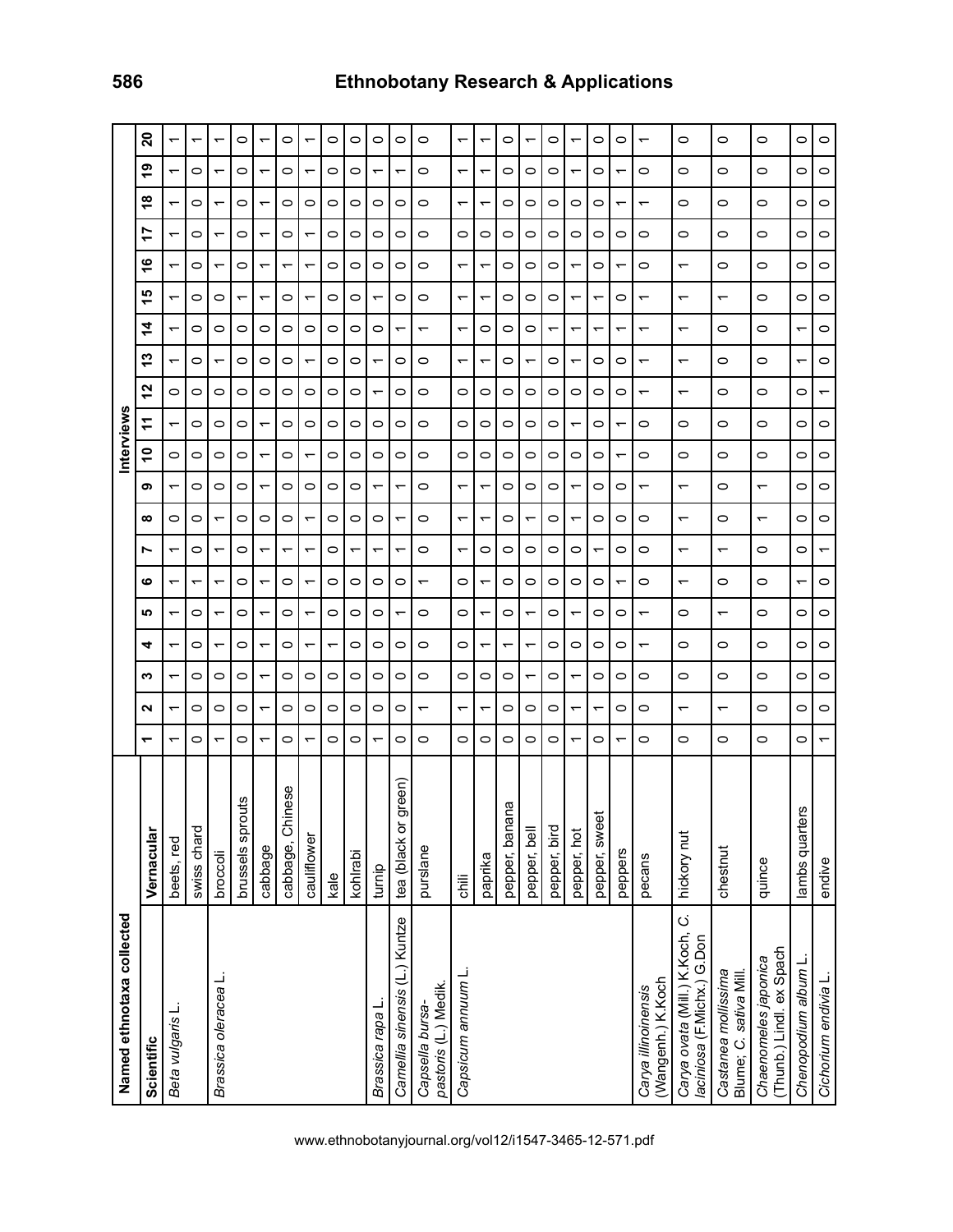| Named ethnotaxa collected | | Interviews | | | | | | | | | | | | | | | | | | | |
|---|---|---|---|---|---|---|---|---|---|---|---|---|---|---|---|---|---|---|---|---|---|
| **Scientific** | **Vernacular** | **1** | **2** | **3** | **4** | **5** | **6** | **7** | **8** | **9** | **10** | **11** | **12** | **13** | **14** | **15** | **16** | **17** | **18** | **19** | **20** |
| *Beta vulgaris* L. | beets, red | 1 | 1 | 1 | 1 | 1 | 1 | 1 | 0 | 1 | 0 | 1 | 0 | 1 | 1 | 1 | 1 | 1 | 1 | 1 | 1 |
| | swiss chard | 0 | 0 | 0 | 0 | 0 | 1 | 0 | 0 | 0 | 0 | 0 | 0 | 0 | 0 | 0 | 0 | 0 | 0 | 0 | 1 |
| *Brassica oleracea* L. | broccoli | 1 | 0 | 0 | 1 | 1 | 1 | 1 | 1 | 0 | 0 | 0 | 0 | 1 | 0 | 0 | 1 | 1 | 1 | 1 | 1 |
| | brussels sprouts | 0 | 0 | 0 | 0 | 0 | 0 | 0 | 0 | 0 | 0 | 0 | 0 | 0 | 0 | 1 | 0 | 0 | 0 | 0 | 0 |
| | cabbage | 1 | 1 | 1 | 1 | 1 | 1 | 1 | 0 | 1 | 1 | 1 | 0 | 0 | 0 | 1 | 1 | 1 | 1 | 1 | 1 |
| | cabbage, Chinese | 0 | 0 | 0 | 0 | 0 | 0 | 1 | 0 | 0 | 0 | 0 | 0 | 0 | 0 | 0 | 1 | 0 | 0 | 0 | 0 |
| | cauliflower | 1 | 0 | 0 | 1 | 1 | 1 | 1 | 1 | 0 | 1 | 0 | 0 | 1 | 0 | 1 | 1 | 1 | 0 | 1 | 1 |
| | kale | 0 | 0 | 0 | 1 | 0 | 0 | 0 | 0 | 0 | 0 | 0 | 0 | 0 | 0 | 0 | 0 | 0 | 0 | 0 | 0 |
| | kohlrabi | 0 | 0 | 0 | 0 | 0 | 0 | 1 | 0 | 0 | 0 | 0 | 0 | 0 | 0 | 0 | 0 | 0 | 0 | 0 | 0 |
| *Brassica rapa* L. | turnip | 1 | 0 | 0 | 0 | 0 | 0 | 1 | 0 | 1 | 0 | 0 | 1 | 1 | 0 | 1 | 0 | 0 | 0 | 1 | 0 |
| *Camellia sinensis* (L.) Kuntze | tea (black or green) | 0 | 0 | 0 | 0 | 1 | 0 | 1 | 1 | 1 | 0 | 0 | 0 | 0 | 1 | 0 | 0 | 0 | 0 | 1 | 0 |
| *Capsella bursa-pastoris* (L.) Medik. | purslane | 0 | 1 | 0 | 0 | 0 | 1 | 0 | 0 | 0 | 0 | 0 | 0 | 0 | 1 | 0 | 0 | 0 | 0 | 0 | 0 |
| *Capsicum annuum* L. | chili | 0 | 1 | 0 | 0 | 0 | 0 | 1 | 1 | 1 | 0 | 0 | 0 | 1 | 1 | 1 | 1 | 0 | 1 | 1 | 1 |
| | paprika | 0 | 1 | 0 | 1 | 1 | 1 | 0 | 1 | 1 | 0 | 0 | 0 | 1 | 0 | 1 | 1 | 0 | 1 | 1 | 1 |
| | pepper, banana | 0 | 0 | 0 | 1 | 0 | 0 | 0 | 0 | 0 | 0 | 0 | 0 | 0 | 0 | 0 | 0 | 0 | 0 | 0 | 0 |
| | pepper, bell | 0 | 0 | 1 | 1 | 1 | 0 | 0 | 1 | 0 | 0 | 0 | 0 | 1 | 0 | 0 | 0 | 0 | 0 | 0 | 1 |
| | pepper, bird | 0 | 0 | 0 | 0 | 0 | 0 | 0 | 0 | 0 | 0 | 0 | 0 | 0 | 1 | 0 | 0 | 0 | 0 | 0 | 0 |
| | pepper, hot | 1 | 1 | 1 | 0 | 1 | 0 | 0 | 1 | 1 | 0 | 1 | 0 | 1 | 1 | 1 | 1 | 0 | 0 | 1 | 1 |
| | pepper, sweet | 0 | 1 | 0 | 0 | 0 | 0 | 1 | 0 | 0 | 0 | 0 | 0 | 0 | 1 | 1 | 0 | 0 | 0 | 0 | 0 |
| | peppers | 1 | 0 | 0 | 0 | 0 | 1 | 0 | 0 | 0 | 1 | 1 | 0 | 0 | 1 | 0 | 1 | 0 | 1 | 1 | 0 |
| *Carya illinoinensis* (Wangenh.) K.Koch | pecans | 0 | 0 | 0 | 1 | 1 | 0 | 0 | 0 | 1 | 0 | 0 | 1 | 1 | 1 | 1 | 0 | 0 | 1 | 0 | 1 |
| *Carya ovata* (Mill.) K.Koch, *C. laciniosa* (F.Michx.) G.Don | hickory nut | 0 | 1 | 0 | 0 | 0 | 1 | 1 | 1 | 1 | 0 | 0 | 1 | 1 | 1 | 1 | 1 | 0 | 0 | 0 | 0 |
| *Castanea mollissima* Blume; *C. sativa* Mill. | chestnut | 0 | 1 | 0 | 0 | 1 | 0 | 1 | 0 | 0 | 0 | 0 | 0 | 0 | 0 | 1 | 0 | 0 | 0 | 0 | 0 |
| *Chaenomeles japonica* (Thunb.) Lindl. ex Spach | quince | 0 | 0 | 0 | 0 | 0 | 0 | 0 | 1 | 1 | 0 | 0 | 0 | 0 | 0 | 0 | 0 | 0 | 0 | 0 | 0 |
| *Chenopodium album* L. | lambs quarters | 0 | 0 | 0 | 0 | 0 | 1 | 0 | 0 | 0 | 0 | 0 | 0 | 1 | 1 | 0 | 0 | 0 | 0 | 0 | 0 |
| *Cichorium endivia* L. | endive | 1 | 0 | 0 | 0 | 0 | 0 | 1 | 0 | 0 | 0 | 0 | 1 | 0 | 0 | 0 | 0 | 0 | 0 | 0 | 0 |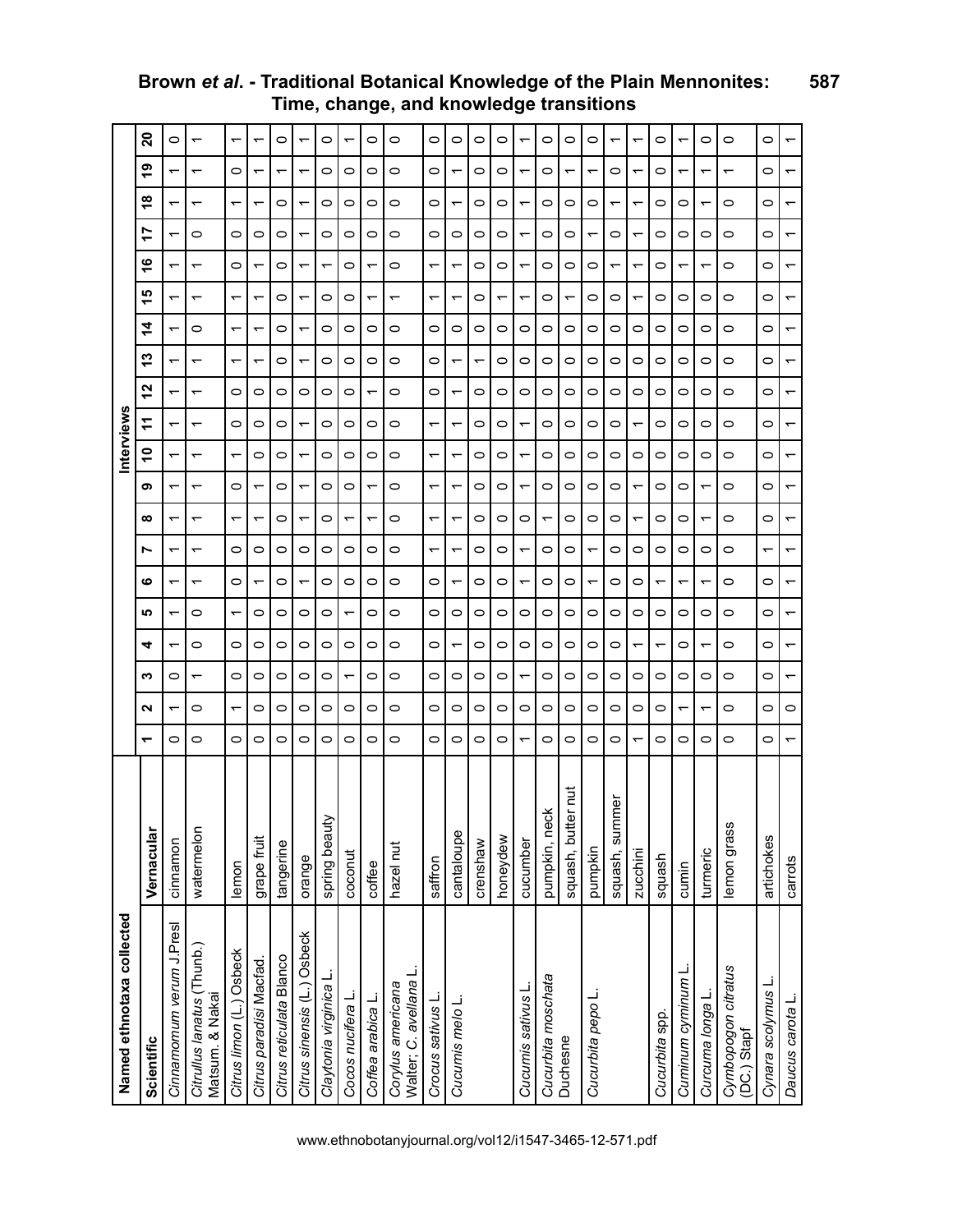| Named ethnotaxa collected | | Interviews | | | | | | | | | | | | | | | | | | | |
|---|---|---|---|---|---|---|---|---|---|---|---|---|---|---|---|---|---|---|---|---|---|
| **Scientific** | **Vernacular** | **1** | **2** | **3** | **4** | **5** | **6** | **7** | **8** | **9** | **10** | **11** | **12** | **13** | **14** | **15** | **16** | **17** | **18** | **19** | **20** |
| *Cinnamomum verum* J.Presl | cinnamon | 0 | 1 | 0 | 1 | 1 | 1 | 1 | 1 | 1 | 1 | 1 | 1 | 1 | 1 | 1 | 1 | 1 | 1 | 1 | 0 |
| *Citrullus lanatus* (Thunb.) Matsum. & Nakai | watermelon | 0 | 0 | 1 | 0 | 0 | 1 | 1 | 1 | 1 | 1 | 1 | 1 | 1 | 0 | 1 | 1 | 0 | 1 | 1 | 1 |
| *Citrus limon* (L.) Osbeck | lemon | 0 | 1 | 0 | 0 | 1 | 0 | 0 | 1 | 0 | 1 | 0 | 0 | 1 | 1 | 1 | 0 | 0 | 1 | 0 | 1 |
| *Citrus paradisi* Macfad. | grape fruit | 0 | 0 | 0 | 0 | 0 | 1 | 0 | 1 | 1 | 0 | 0 | 0 | 1 | 1 | 1 | 1 | 0 | 1 | 1 | 1 |
| *Citrus reticulata* Blanco | tangerine | 0 | 0 | 0 | 0 | 0 | 0 | 0 | 0 | 0 | 0 | 0 | 0 | 0 | 0 | 0 | 0 | 0 | 0 | 1 | 0 |
| *Citrus sinensis* (L.) Osbeck | orange | 0 | 0 | 0 | 0 | 0 | 1 | 0 | 1 | 1 | 1 | 1 | 0 | 1 | 1 | 1 | 1 | 1 | 1 | 1 | 1 |
| *Claytonia virginica* L. | spring beauty | 0 | 0 | 0 | 0 | 0 | 0 | 0 | 0 | 0 | 0 | 0 | 0 | 0 | 0 | 0 | 1 | 0 | 0 | 0 | 0 |
| *Cocos nucifera* L. | coconut | 0 | 0 | 1 | 0 | 1 | 0 | 0 | 1 | 0 | 0 | 0 | 0 | 0 | 0 | 0 | 0 | 0 | 0 | 0 | 1 |
| *Coffea arabica* L. | coffee | 0 | 0 | 0 | 0 | 0 | 0 | 0 | 1 | 1 | 0 | 0 | 1 | 0 | 0 | 1 | 1 | 0 | 0 | 0 | 0 |
| *Corylus americana* Walter; *C. avellana* L. | hazel nut | 0 | 0 | 0 | 0 | 0 | 0 | 0 | 0 | 0 | 0 | 0 | 0 | 0 | 0 | 1 | 0 | 0 | 0 | 0 | 0 |
| *Crocus sativus* L. | saffron | 0 | 0 | 0 | 0 | 0 | 0 | 1 | 1 | 1 | 1 | 1 | 0 | 0 | 0 | 1 | 1 | 0 | 0 | 0 | 0 |
| *Cucumis melo* L. | cantaloupe | 0 | 0 | 0 | 1 | 0 | 1 | 1 | 1 | 1 | 1 | 1 | 1 | 1 | 0 | 1 | 1 | 0 | 1 | 1 | 0 |
| | crenshaw | 0 | 0 | 0 | 0 | 0 | 0 | 0 | 0 | 0 | 0 | 0 | 0 | 1 | 0 | 0 | 0 | 0 | 0 | 0 | 0 |
| | honeydew | 0 | 0 | 0 | 0 | 0 | 0 | 0 | 0 | 0 | 0 | 0 | 0 | 0 | 0 | 1 | 0 | 0 | 0 | 0 | 0 |
| *Cucumis sativus* L. | cucumber | 1 | 0 | 1 | 0 | 0 | 1 | 1 | 0 | 1 | 1 | 1 | 0 | 0 | 0 | 1 | 1 | 1 | 1 | 1 | 1 |
| *Cucurbita moschata* Duchesne | pumpkin, neck | 0 | 0 | 0 | 0 | 0 | 0 | 0 | 1 | 0 | 0 | 0 | 0 | 0 | 0 | 0 | 0 | 0 | 0 | 0 | 0 |
| | squash, butter nut | 0 | 0 | 0 | 0 | 0 | 0 | 0 | 0 | 0 | 0 | 0 | 0 | 0 | 0 | 1 | 0 | 0 | 0 | 1 | 0 |
| *Cucurbita pepo* L. | pumpkin | 0 | 0 | 0 | 0 | 0 | 1 | 1 | 0 | 0 | 0 | 0 | 0 | 0 | 0 | 0 | 0 | 1 | 0 | 1 | 0 |
| | squash, summer | 0 | 0 | 0 | 0 | 0 | 0 | 0 | 0 | 0 | 0 | 0 | 0 | 0 | 0 | 0 | 1 | 0 | 1 | 0 | 1 |
| | zucchini | 1 | 0 | 0 | 1 | 0 | 0 | 0 | 1 | 1 | 0 | 1 | 0 | 0 | 0 | 1 | 1 | 1 | 1 | 1 | 1 |
| *Cucurbita* spp. | squash | 0 | 0 | 0 | 1 | 0 | 1 | 0 | 0 | 0 | 0 | 0 | 0 | 0 | 0 | 0 | 0 | 0 | 0 | 0 | 0 |
| *Cuminum cyminum* L. | cumin | 0 | 1 | 0 | 0 | 0 | 1 | 0 | 0 | 0 | 0 | 0 | 0 | 0 | 0 | 0 | 1 | 0 | 0 | 1 | 1 |
| *Curcuma longa* L. | turmeric | 0 | 1 | 0 | 1 | 0 | 1 | 0 | 1 | 1 | 0 | 0 | 0 | 0 | 0 | 0 | 1 | 0 | 1 | 1 | 0 |
| *Cymbopogon citratus* (DC.) Stapf | lemon grass | 0 | 0 | 0 | 0 | 0 | 0 | 0 | 0 | 0 | 0 | 0 | 0 | 0 | 0 | 0 | 0 | 0 | 0 | 1 | 0 |
| *Cynara scolymus* L. | artichokes | 0 | 0 | 0 | 0 | 0 | 0 | 1 | 0 | 0 | 0 | 0 | 0 | 0 | 0 | 0 | 0 | 0 | 0 | 0 | 0 |
| *Daucus carota* L. | carrots | 1 | 0 | 1 | 1 | 1 | 1 | 1 | 1 | 1 | 1 | 1 | 1 | 1 | 1 | 1 | 1 | 1 | 1 | 1 | 1 |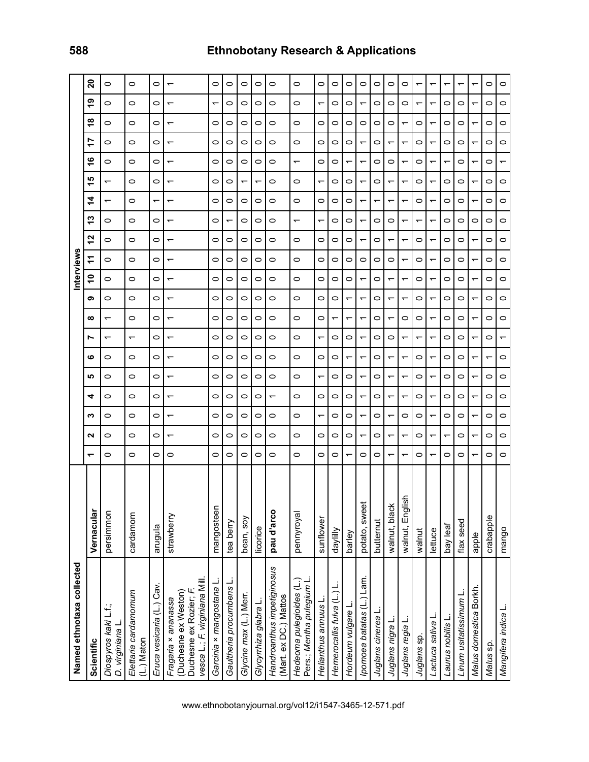| Named ethnotaxa collected | | Interviews | | | | | | | | | | | | | | | | | | | |
|---|---|---|---|---|---|---|---|---|---|---|---|---|---|---|---|---|---|---|---|---|---|
| Scientific | Vernacular | 1 | 2 | 3 | 4 | 5 | 6 | 7 | 8 | 9 | 10 | 11 | 12 | 13 | 14 | 15 | 16 | 17 | 18 | 19 | 20 |
| *Diospyros kaki* L.f.; *D. virginiana* L. | persimmon | 0 | 0 | 0 | 0 | 0 | 0 | 1 | 1 | 0 | 0 | 0 | 0 | 0 | 1 | 1 | 0 | 0 | 0 | 0 | 0 |
| *Elettaria cardamomum* (L.) Maton | cardamom | 0 | 0 | 0 | 0 | 0 | 0 | 1 | 0 | 0 | 0 | 0 | 0 | 0 | 0 | 0 | 0 | 0 | 0 | 0 | 0 |
| *Eruca vesicaria* (L.) Cav. | arugula | 0 | 0 | 0 | 0 | 0 | 0 | 0 | 0 | 0 | 0 | 0 | 0 | 0 | 1 | 0 | 0 | 0 | 0 | 0 | 0 |
| *Fragaria × ananassa* (Duchesne ex Weston) Duchesne ex Rozier; *F. vesca* L.; *F. virginiana* Mill. | strawberry | 0 | 1 | 1 | 1 | 1 | 1 | 1 | 1 | 1 | 1 | 1 | 1 | 1 | 1 | 1 | 1 | 1 | 1 | 1 | 1 |
| *Garcinia × mangostana* L. | mangosteen | 0 | 0 | 0 | 0 | 0 | 0 | 0 | 0 | 0 | 0 | 0 | 0 | 0 | 0 | 0 | 0 | 0 | 0 | 1 | 0 |
| *Gaultheria procumbens* L. | tea berry | 0 | 0 | 0 | 0 | 0 | 0 | 0 | 0 | 0 | 0 | 0 | 0 | 1 | 0 | 0 | 0 | 0 | 0 | 0 | 0 |
| *Glycine max* (L.) Merr. | bean, soy | 0 | 0 | 0 | 0 | 0 | 0 | 0 | 0 | 0 | 0 | 0 | 0 | 0 | 0 | 1 | 0 | 0 | 0 | 0 | 0 |
| *Glycyrrhiza glabra* L. | licorice | 0 | 0 | 0 | 0 | 0 | 0 | 0 | 0 | 0 | 0 | 0 | 0 | 0 | 0 | 1 | 0 | 0 | 0 | 0 | 0 |
| *Handroanthus impetiginosus* (Mart. ex DC.) Mattos | **pau d'arco** | 0 | 0 | 0 | 1 | 0 | 0 | 0 | 0 | 0 | 0 | 0 | 0 | 0 | 0 | 0 | 0 | 0 | 0 | 0 | 0 |
| *Hedeoma pulegioides* (L.) Pers.; *Mentha pulegium* L. | pennyroyal | 0 | 0 | 0 | 0 | 0 | 0 | 0 | 0 | 0 | 0 | 0 | 0 | 1 | 0 | 0 | 1 | 0 | 0 | 0 | 0 |
| *Helianthus annuus* L. | sunflower | 0 | 0 | 1 | 0 | 1 | 0 | 1 | 0 | 0 | 0 | 0 | 0 | 1 | 0 | 1 | 0 | 0 | 0 | 1 | 0 |
| *Hemerocallis fulva* (L.) L. | daylilly | 0 | 0 | 0 | 0 | 0 | 0 | 0 | 1 | 0 | 0 | 0 | 0 | 0 | 0 | 0 | 0 | 0 | 0 | 0 | 0 |
| *Hordeum vulgare* L. | barley | 1 | 0 | 0 | 0 | 0 | 1 | 0 | 1 | 1 | 0 | 0 | 0 | 0 | 0 | 0 | 1 | 0 | 0 | 0 | 0 |
| *Ipomoea batatas* (L.) Lam. | potato, sweet | 0 | 1 | 1 | 1 | 1 | 1 | 1 | 1 | 1 | 1 | 0 | 1 | 1 | 1 | 1 | 1 | 1 | 0 | 1 | 0 |
| *Juglans cinerea* L. | butternut | 0 | 0 | 0 | 0 | 0 | 0 | 0 | 0 | 0 | 0 | 0 | 0 | 0 | 1 | 0 | 0 | 0 | 0 | 0 | 0 |
| *Juglans nigra* L. | walnut, black | 1 | 1 | 1 | 1 | 1 | 1 | 0 | 1 | 1 | 1 | 0 | 1 | 0 | 1 | 1 | 0 | 1 | 0 | 0 | 0 |
| *Juglans regia* L. | walnut, English | 1 | 1 | 0 | 1 | 1 | 1 | 1 | 0 | 1 | 1 | 1 | 1 | 1 | 1 | 1 | 1 | 1 | 1 | 0 | 0 |
| *Juglans* sp. | walnut | 0 | 0 | 0 | 0 | 0 | 0 | 1 | 0 | 0 | 0 | 0 | 0 | 1 | 0 | 0 | 0 | 0 | 0 | 1 | 1 |
| *Lactuca sativa* L. | lettuce | 1 | 1 | 1 | 1 | 1 | 1 | 1 | 1 | 1 | 1 | 1 | 1 | 1 | 1 | 1 | 1 | 1 | 1 | 1 | 1 |
| *Laurus nobilis* L. | bay leaf | 0 | 1 | 0 | 0 | 0 | 0 | 0 | 0 | 0 | 0 | 0 | 0 | 0 | 0 | 0 | 1 | 0 | 0 | 0 | 1 |
| *Linum usitatissimum* L. | flax seed | 0 | 0 | 0 | 0 | 0 | 0 | 0 | 0 | 0 | 0 | 0 | 0 | 0 | 0 | 0 | 0 | 0 | 0 | 0 | 1 |
| *Malus domestica* Borkh. | apple | 1 | 1 | 1 | 1 | 1 | 1 | 1 | 1 | 1 | 1 | 1 | 1 | 0 | 1 | 1 | 1 | 1 | 1 | 1 | 1 |
| *Malus* sp. | crabapple | 0 | 0 | 0 | 0 | 0 | 1 | 0 | 0 | 0 | 0 | 0 | 0 | 0 | 0 | 0 | 0 | 0 | 0 | 0 | 0 |
| *Mangifera indica* L. | mango | 0 | 0 | 0 | 0 | 0 | 0 | 1 | 0 | 0 | 0 | 0 | 0 | 0 | 0 | 0 | 1 | 0 | 0 | 0 | 0 |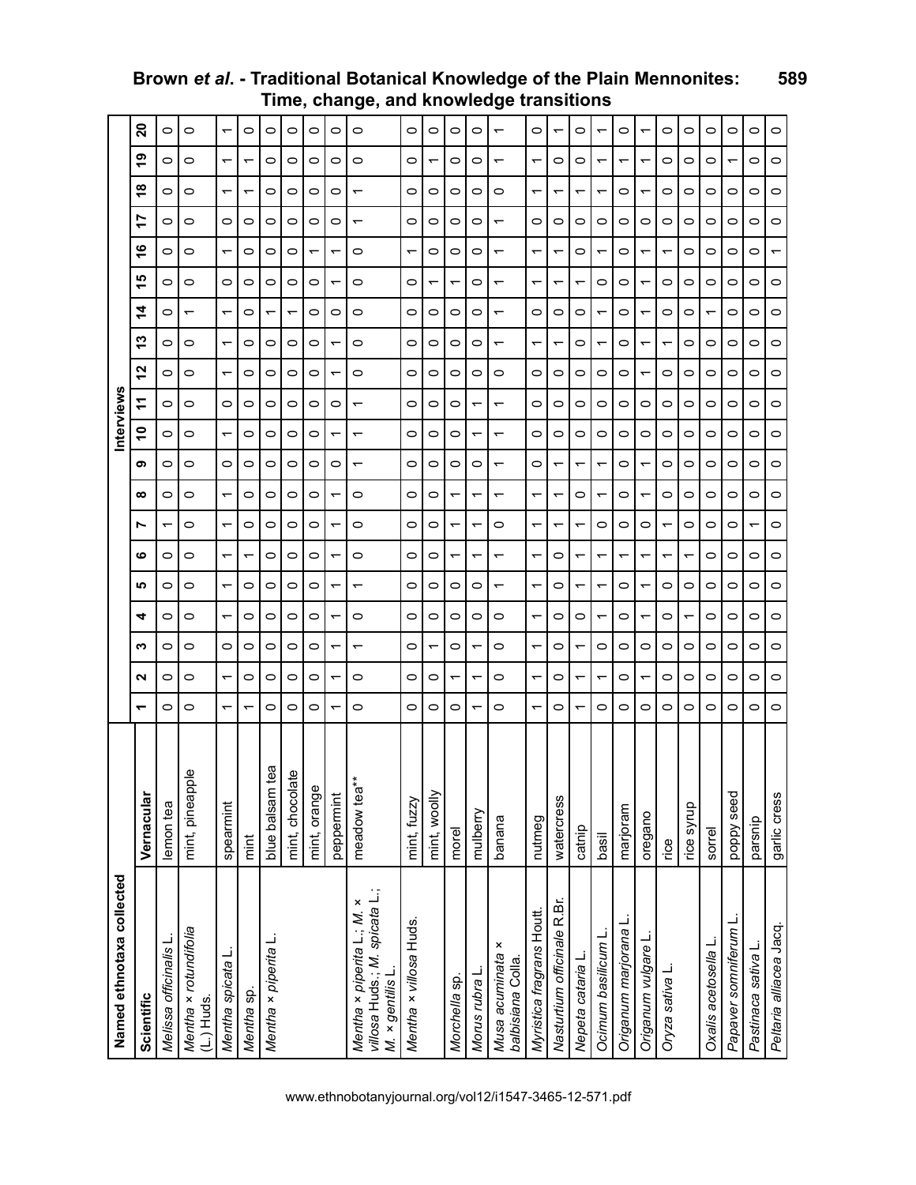| Named ethnotaxa collected | | Interviews | | | | | | | | | | | | | | | | | | | |
|---|---|---|---|---|---|---|---|---|---|---|---|---|---|---|---|---|---|---|---|---|---|
| Scientific | Vernacular | 1 | 2 | 3 | 4 | 5 | 6 | 7 | 8 | 9 | 10 | 11 | 12 | 13 | 14 | 15 | 16 | 17 | 18 | 19 | 20 |
| *Melissa officinalis* L. | lemon tea | 0 | 0 | 0 | 0 | 0 | 0 | 1 | 0 | 0 | 0 | 0 | 0 | 0 | 0 | 0 | 0 | 0 | 0 | 0 | 0 |
| *Mentha × rotundifolia* (L.) Huds. | mint, pineapple | 0 | 0 | 0 | 0 | 0 | 0 | 0 | 0 | 0 | 0 | 0 | 0 | 0 | 1 | 0 | 0 | 0 | 0 | 0 | 0 |
| *Mentha spicata* L. | spearmint | 1 | 1 | 0 | 1 | 1 | 1 | 1 | 1 | 0 | 1 | 0 | 1 | 1 | 1 | 0 | 1 | 0 | 1 | 1 | 1 |
| *Mentha* sp. | mint | 1 | 0 | 0 | 0 | 0 | 1 | 0 | 0 | 0 | 0 | 0 | 0 | 0 | 0 | 0 | 0 | 0 | 1 | 1 | 0 |
| *Mentha × piperita* L. | blue balsam tea | 0 | 0 | 0 | 0 | 0 | 0 | 0 | 0 | 0 | 0 | 0 | 0 | 0 | 1 | 0 | 0 | 0 | 0 | 0 | 0 |
| | mint, chocolate | 0 | 0 | 0 | 0 | 0 | 0 | 0 | 0 | 0 | 0 | 0 | 0 | 0 | 1 | 0 | 0 | 0 | 0 | 0 | 0 |
| | mint, orange | 0 | 0 | 0 | 0 | 0 | 0 | 0 | 0 | 0 | 0 | 0 | 0 | 0 | 0 | 0 | 1 | 0 | 0 | 0 | 0 |
| | peppermint | 1 | 1 | 1 | 1 | 1 | 1 | 1 | 1 | 0 | 1 | 0 | 1 | 1 | 0 | 1 | 1 | 0 | 0 | 0 | 0 |
| *Mentha × piperita* L.; *M. × villosa* Huds.; *M. spicata* L.; *M. × gentilis* L. | meadow tea** | 0 | 0 | 1 | 0 | 1 | 0 | 0 | 0 | 1 | 1 | 1 | 0 | 0 | 0 | 0 | 0 | 1 | 1 | 0 | 0 |
| *Mentha × villosa* Huds. | mint, fuzzy | 0 | 0 | 0 | 0 | 0 | 0 | 0 | 0 | 0 | 0 | 0 | 0 | 0 | 0 | 0 | 1 | 0 | 0 | 0 | 0 |
| | mint, woolly | 0 | 0 | 1 | 0 | 0 | 0 | 0 | 0 | 0 | 0 | 0 | 0 | 0 | 0 | 1 | 0 | 0 | 0 | 1 | 0 |
| *Morchella* sp. | morel | 0 | 1 | 0 | 0 | 0 | 1 | 1 | 1 | 0 | 0 | 0 | 0 | 0 | 0 | 1 | 0 | 0 | 0 | 0 | 0 |
| *Morus rubra* L. | mulberry | 1 | 1 | 1 | 0 | 0 | 1 | 1 | 1 | 0 | 1 | 1 | 0 | 0 | 0 | 0 | 0 | 0 | 0 | 0 | 0 |
| *Musa acuminata × balbisiana* Colla. | banana | 0 | 0 | 0 | 0 | 1 | 1 | 0 | 1 | 1 | 1 | 1 | 0 | 1 | 1 | 1 | 1 | 1 | 0 | 1 | 1 |
| *Myristica fragrans* Houtt. | nutmeg | 1 | 1 | 1 | 1 | 1 | 1 | 1 | 1 | 0 | 0 | 0 | 0 | 1 | 0 | 1 | 1 | 0 | 1 | 1 | 0 |
| *Nasturtium officinale* R.Br. | watercress | 0 | 0 | 0 | 0 | 0 | 0 | 1 | 1 | 1 | 0 | 0 | 0 | 1 | 0 | 1 | 1 | 0 | 1 | 0 | 1 |
| *Nepeta cataria* L. | catnip | 1 | 1 | 1 | 0 | 1 | 1 | 1 | 0 | 1 | 0 | 0 | 0 | 0 | 0 | 1 | 0 | 0 | 1 | 0 | 0 |
| *Ocimum basilicum* L. | basil | 0 | 1 | 0 | 1 | 1 | 1 | 0 | 1 | 1 | 0 | 0 | 0 | 1 | 1 | 0 | 1 | 0 | 1 | 1 | 1 |
| *Origanum marjorana* L. | marjoram | 0 | 0 | 0 | 0 | 0 | 1 | 0 | 0 | 0 | 0 | 0 | 0 | 0 | 0 | 0 | 0 | 0 | 0 | 1 | 0 |
| *Origanum vulgare* L. | oregano | 0 | 1 | 0 | 1 | 1 | 1 | 0 | 1 | 1 | 0 | 0 | 1 | 1 | 1 | 1 | 1 | 0 | 1 | 1 | 1 |
| *Oryza sativa* L. | rice | 0 | 0 | 0 | 0 | 0 | 1 | 1 | 0 | 0 | 0 | 0 | 0 | 1 | 0 | 0 | 1 | 0 | 0 | 0 | 0 |
| | rice syrup | 0 | 0 | 0 | 1 | 0 | 1 | 0 | 0 | 0 | 0 | 0 | 0 | 0 | 0 | 0 | 0 | 0 | 0 | 0 | 0 |
| *Oxalis acetosella* L. | sorrel | 0 | 0 | 0 | 0 | 0 | 0 | 0 | 0 | 0 | 0 | 0 | 0 | 0 | 1 | 0 | 0 | 0 | 0 | 0 | 0 |
| *Papaver somniferum* L. | poppy seed | 0 | 0 | 0 | 0 | 0 | 0 | 0 | 0 | 0 | 0 | 0 | 0 | 0 | 0 | 0 | 0 | 0 | 0 | 1 | 0 |
| *Pastinaca sativa* L. | parsnip | 0 | 0 | 0 | 0 | 0 | 0 | 1 | 0 | 0 | 0 | 0 | 0 | 0 | 0 | 0 | 0 | 0 | 0 | 0 | 0 |
| *Peltaria alliacea* Jacq. | garlic cress | 0 | 0 | 0 | 0 | 0 | 0 | 0 | 0 | 0 | 0 | 0 | 0 | 0 | 0 | 0 | 1 | 0 | 0 | 0 | 0 |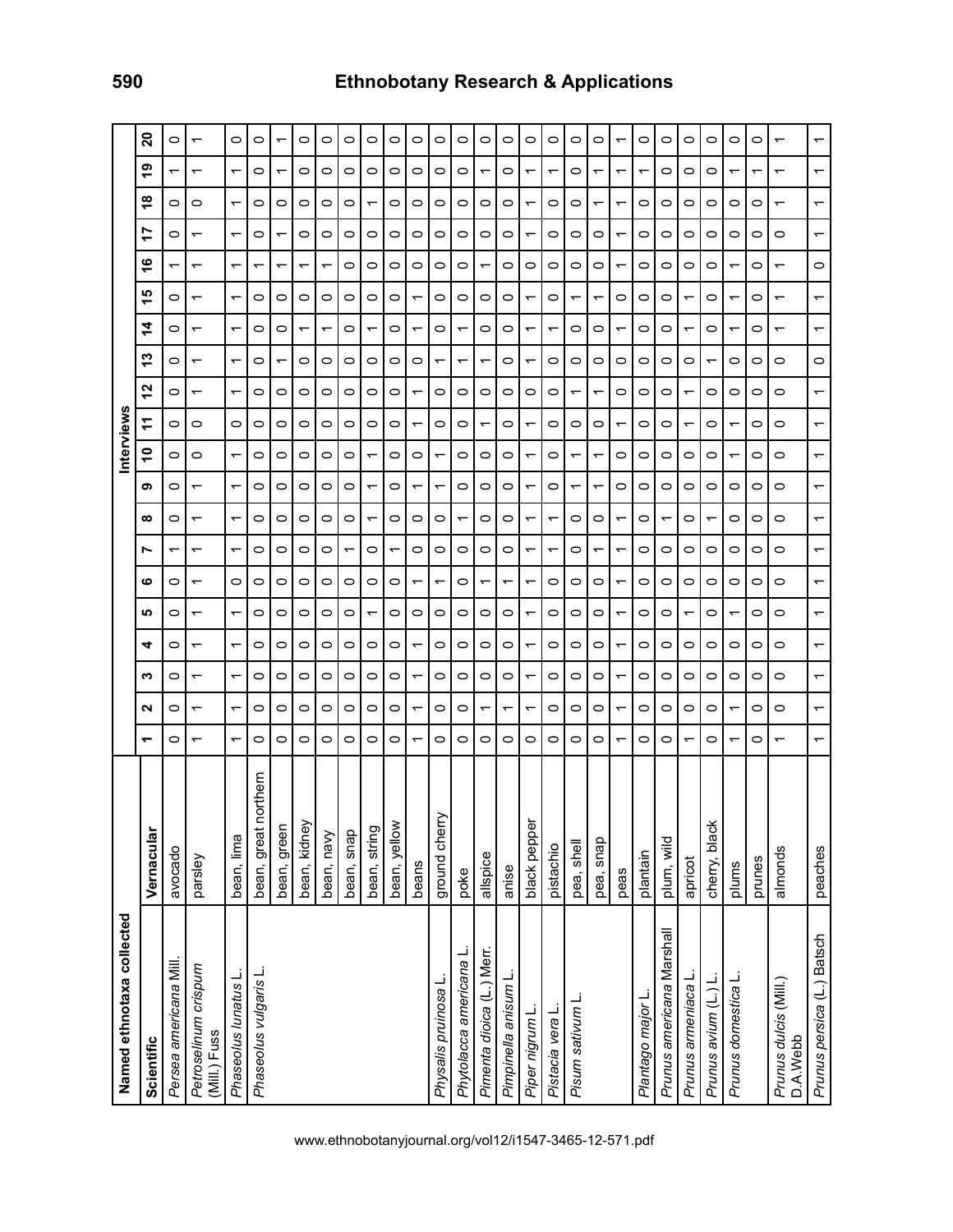| Named ethnotaxa collected | | Interviews | | | | | | | | | | | | | | | | | | | |
|---|---|---|---|---|---|---|---|---|---|---|---|---|---|---|---|---|---|---|---|---|---|
| **Scientific** | **Vernacular** | **1** | **2** | **3** | **4** | **5** | **6** | **7** | **8** | **9** | **10** | **11** | **12** | **13** | **14** | **15** | **16** | **17** | **18** | **19** | **20** |
| *Persea americana* Mill. | avocado | 0 | 0 | 0 | 0 | 0 | 0 | 1 | 0 | 0 | 0 | 0 | 0 | 0 | 0 | 0 | 1 | 0 | 0 | 1 | 0 |
| *Petroselinum crispum* (Mill.) Fuss | parsley | 1 | 1 | 1 | 1 | 1 | 1 | 1 | 1 | 1 | 0 | 0 | 1 | 1 | 1 | 1 | 1 | 1 | 0 | 1 | 1 |
| *Phaseolus lunatus* L. | bean, lima | 1 | 1 | 1 | 1 | 1 | 0 | 1 | 1 | 1 | 1 | 0 | 1 | 1 | 1 | 1 | 1 | 1 | 1 | 1 | 0 |
| *Phaseolus vulgaris* L. | bean, great northern | 0 | 0 | 0 | 0 | 0 | 0 | 0 | 0 | 0 | 0 | 0 | 0 | 0 | 0 | 0 | 1 | 0 | 0 | 0 | 0 |
| | bean, green | 0 | 0 | 0 | 0 | 0 | 0 | 0 | 0 | 0 | 0 | 0 | 0 | 1 | 0 | 0 | 1 | 1 | 0 | 1 | 1 |
| | bean, kidney | 0 | 0 | 0 | 0 | 0 | 0 | 0 | 0 | 0 | 0 | 0 | 0 | 0 | 1 | 0 | 1 | 0 | 0 | 0 | 0 |
| | bean, navy | 0 | 0 | 0 | 0 | 0 | 0 | 0 | 0 | 0 | 0 | 0 | 0 | 0 | 1 | 0 | 1 | 0 | 0 | 0 | 0 |
| | bean, snap | 0 | 0 | 0 | 0 | 0 | 0 | 1 | 0 | 0 | 0 | 0 | 0 | 0 | 0 | 0 | 0 | 0 | 0 | 0 | 0 |
| | bean, string | 0 | 0 | 0 | 0 | 1 | 0 | 0 | 1 | 1 | 1 | 0 | 0 | 0 | 1 | 0 | 0 | 0 | 1 | 0 | 0 |
| | bean, yellow | 0 | 0 | 0 | 0 | 0 | 0 | 1 | 0 | 0 | 0 | 0 | 0 | 0 | 0 | 0 | 0 | 0 | 0 | 0 | 0 |
| | beans | 1 | 1 | 1 | 1 | 0 | 1 | 0 | 0 | 1 | 0 | 1 | 1 | 0 | 1 | 1 | 0 | 0 | 0 | 0 | 0 |
| *Physalis pruinosa* L. | ground cherry | 0 | 0 | 0 | 0 | 0 | 1 | 0 | 0 | 1 | 1 | 0 | 0 | 1 | 0 | 0 | 0 | 0 | 0 | 0 | 0 |
| *Phytolacca americana* L. | poke | 0 | 0 | 0 | 0 | 0 | 0 | 0 | 1 | 0 | 0 | 0 | 0 | 1 | 1 | 0 | 0 | 0 | 0 | 0 | 0 |
| *Pimenta dioica* (L.) Merr. | allspice | 0 | 1 | 0 | 0 | 0 | 1 | 0 | 0 | 0 | 0 | 1 | 0 | 1 | 0 | 0 | 1 | 0 | 0 | 1 | 0 |
| *Pimpinella anisum* L. | anise | 0 | 1 | 0 | 0 | 0 | 1 | 0 | 0 | 0 | 0 | 0 | 0 | 0 | 0 | 0 | 0 | 0 | 0 | 0 | 0 |
| *Piper nigrum* L. | black pepper | 0 | 1 | 1 | 1 | 1 | 1 | 1 | 1 | 1 | 1 | 1 | 0 | 1 | 1 | 1 | 0 | 1 | 1 | 1 | 0 |
| *Pistacia vera* L. | pistachio | 0 | 0 | 0 | 0 | 0 | 0 | 1 | 1 | 0 | 0 | 0 | 0 | 0 | 1 | 0 | 0 | 0 | 0 | 1 | 0 |
| *Pisum sativum* L. | pea, shell | 0 | 0 | 0 | 0 | 0 | 0 | 0 | 0 | 1 | 1 | 0 | 1 | 0 | 0 | 1 | 0 | 0 | 0 | 0 | 0 |
| | pea, snap | 0 | 0 | 0 | 0 | 0 | 0 | 1 | 0 | 1 | 1 | 0 | 1 | 0 | 0 | 1 | 0 | 0 | 1 | 1 | 0 |
| | peas | 1 | 1 | 1 | 1 | 1 | 1 | 1 | 1 | 0 | 0 | 1 | 0 | 0 | 1 | 0 | 1 | 1 | 1 | 1 | 1 |
| *Plantago major* L. | plantain | 0 | 0 | 0 | 0 | 0 | 0 | 0 | 0 | 0 | 0 | 0 | 0 | 0 | 0 | 0 | 0 | 0 | 0 | 1 | 0 |
| *Prunus americana* Marshall | plum, wild | 0 | 0 | 0 | 0 | 0 | 0 | 0 | 1 | 0 | 0 | 0 | 0 | 0 | 0 | 0 | 0 | 0 | 0 | 0 | 0 |
| *Prunus armeniaca* L. | apricot | 1 | 0 | 0 | 0 | 1 | 0 | 0 | 0 | 0 | 0 | 1 | 1 | 0 | 1 | 1 | 0 | 0 | 0 | 0 | 0 |
| *Prunus avium* (L.) L. | cherry, black | 0 | 0 | 0 | 0 | 0 | 0 | 0 | 1 | 0 | 0 | 0 | 0 | 1 | 0 | 0 | 0 | 0 | 0 | 0 | 0 |
| *Prunus domestica* L. | plums | 1 | 1 | 0 | 0 | 1 | 0 | 0 | 0 | 0 | 1 | 1 | 0 | 0 | 1 | 1 | 1 | 0 | 0 | 1 | 0 |
| | prunes | 0 | 0 | 0 | 0 | 0 | 0 | 0 | 0 | 0 | 0 | 0 | 0 | 0 | 0 | 0 | 0 | 0 | 0 | 1 | 0 |
| *Prunus dulcis* (Mill.) D.A.Webb | almonds | 1 | 0 | 0 | 0 | 0 | 0 | 0 | 0 | 0 | 0 | 0 | 0 | 0 | 1 | 1 | 1 | 0 | 1 | 1 | 1 |
| *Prunus persica* (L.) Batsch | peaches | 1 | 1 | 1 | 1 | 1 | 1 | 1 | 1 | 1 | 1 | 1 | 1 | 0 | 1 | 1 | 0 | 1 | 1 | 1 | 1 |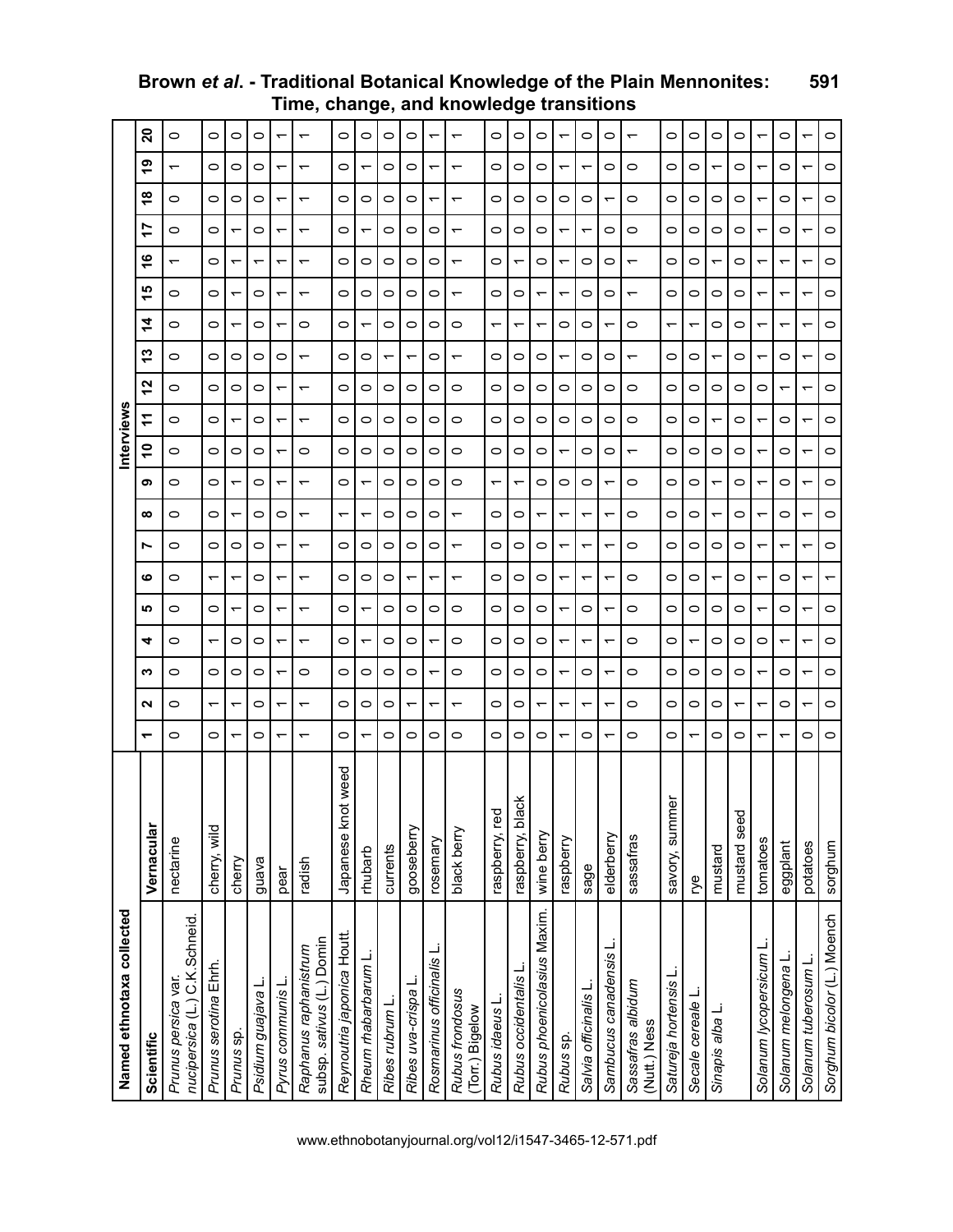| Named ethnotaxa collected | | Interviews | | | | | | | | | | | | | | | | | | | |
|---|---|---|---|---|---|---|---|---|---|---|---|---|---|---|---|---|---|---|---|---|---|
| Scientific | Vernacular | 1 | 2 | 3 | 4 | 5 | 6 | 7 | 8 | 9 | 10 | 11 | 12 | 13 | 14 | 15 | 16 | 17 | 18 | 19 | 20 |
| *Prunus persica* var. *nucipersica* (L.) C.K.Schneid. | nectarine | 0 | 0 | 0 | 0 | 0 | 0 | 0 | 0 | 0 | 0 | 0 | 0 | 0 | 0 | 0 | 1 | 0 | 0 | 1 | 0 |
| *Prunus serotina* Ehrh. | cherry, wild | 0 | 1 | 0 | 1 | 0 | 1 | 0 | 0 | 0 | 0 | 0 | 0 | 0 | 0 | 0 | 0 | 0 | 0 | 0 | 0 |
| *Prunus* sp. | cherry | 1 | 1 | 0 | 0 | 1 | 1 | 0 | 1 | 1 | 0 | 1 | 0 | 0 | 1 | 1 | 1 | 1 | 0 | 0 | 0 |
| *Psidium guajava* L. | guava | 0 | 0 | 0 | 0 | 0 | 0 | 0 | 0 | 0 | 0 | 0 | 0 | 0 | 0 | 0 | 1 | 0 | 0 | 0 | 0 |
| *Pyrus communis* L. | pear | 1 | 1 | 1 | 1 | 1 | 1 | 1 | 0 | 1 | 1 | 1 | 1 | 0 | 1 | 1 | 1 | 1 | 1 | 1 | 1 |
| *Raphanus raphanistrum* subsp. *sativus* (L.) Domin | radish | 1 | 1 | 0 | 1 | 1 | 1 | 1 | 1 | 1 | 0 | 1 | 1 | 1 | 0 | 1 | 1 | 1 | 1 | 1 | 1 |
| *Reynoutria japonica* Houtt. | Japanese knot weed | 0 | 0 | 0 | 0 | 0 | 0 | 0 | 1 | 0 | 0 | 0 | 0 | 0 | 0 | 0 | 0 | 0 | 0 | 0 | 0 |
| *Rheum rhabarbarum* L. | rhubarb | 1 | 0 | 0 | 1 | 1 | 0 | 0 | 1 | 1 | 0 | 0 | 0 | 0 | 1 | 0 | 0 | 1 | 0 | 1 | 0 |
| *Ribes rubrum* L. | currents | 0 | 0 | 0 | 0 | 0 | 0 | 0 | 0 | 0 | 0 | 0 | 0 | 1 | 0 | 0 | 0 | 0 | 0 | 0 | 0 |
| *Ribes uva-crispa* L. | gooseberry | 0 | 1 | 0 | 0 | 0 | 1 | 0 | 0 | 0 | 0 | 0 | 0 | 1 | 0 | 0 | 0 | 0 | 0 | 0 | 0 |
| *Rosmarinus officinalis* L. | rosemary | 0 | 1 | 1 | 1 | 0 | 1 | 0 | 0 | 0 | 0 | 0 | 0 | 0 | 0 | 0 | 0 | 0 | 1 | 1 | 1 |
| *Rubus frondosus* (Torr.) Bigelow | black berry | 0 | 1 | 0 | 0 | 0 | 1 | 1 | 1 | 0 | 0 | 0 | 0 | 1 | 0 | 1 | 1 | 1 | 1 | 1 | 1 |
| *Rubus idaeus* L. | raspberry, red | 0 | 0 | 0 | 0 | 0 | 0 | 0 | 0 | 1 | 0 | 0 | 0 | 0 | 1 | 0 | 0 | 0 | 0 | 0 | 0 |
| *Rubus occidentalis* L. | raspberry, black | 0 | 0 | 0 | 0 | 0 | 0 | 0 | 0 | 1 | 0 | 0 | 0 | 0 | 1 | 0 | 1 | 0 | 0 | 0 | 0 |
| *Rubus phoenicolasius* Maxim. | wine berry | 0 | 1 | 0 | 0 | 0 | 0 | 0 | 1 | 0 | 0 | 0 | 0 | 0 | 1 | 1 | 0 | 0 | 0 | 0 | 0 |
| *Rubus* sp. | raspberry | 1 | 1 | 1 | 1 | 1 | 1 | 1 | 1 | 0 | 1 | 0 | 0 | 1 | 0 | 1 | 1 | 1 | 0 | 1 | 1 |
| *Salvia officinalis* L. | sage | 0 | 1 | 0 | 1 | 0 | 1 | 1 | 1 | 0 | 0 | 0 | 0 | 0 | 0 | 0 | 0 | 1 | 0 | 1 | 0 |
| *Sambucus canadensis* L. | elderberry | 1 | 1 | 1 | 1 | 1 | 1 | 1 | 1 | 1 | 0 | 0 | 0 | 0 | 1 | 0 | 0 | 0 | 1 | 0 | 0 |
| *Sassafras albidum* (Nutt.) Ness | sassafras | 0 | 0 | 0 | 0 | 0 | 0 | 0 | 0 | 0 | 1 | 0 | 0 | 1 | 0 | 1 | 1 | 0 | 0 | 0 | 1 |
| *Satureja hortensis* L. | savory, summer | 0 | 0 | 0 | 0 | 0 | 0 | 0 | 0 | 0 | 0 | 0 | 0 | 0 | 1 | 0 | 0 | 0 | 0 | 0 | 0 |
| *Secale cereale* L. | rye | 1 | 0 | 0 | 1 | 0 | 0 | 0 | 0 | 0 | 0 | 0 | 0 | 0 | 1 | 0 | 0 | 0 | 0 | 0 | 0 |
| *Sinapis alba* L. | mustard | 0 | 0 | 0 | 0 | 0 | 1 | 0 | 1 | 1 | 0 | 1 | 0 | 1 | 0 | 0 | 1 | 0 | 0 | 1 | 0 |
| | mustard seed | 0 | 1 | 0 | 0 | 0 | 0 | 0 | 0 | 0 | 0 | 0 | 0 | 0 | 0 | 0 | 0 | 0 | 0 | 0 | 0 |
| *Solanum lycopersicum* L. | tomatoes | 1 | 1 | 1 | 0 | 1 | 1 | 1 | 1 | 1 | 1 | 1 | 0 | 1 | 1 | 1 | 1 | 1 | 1 | 1 | 1 |
| *Solanum melongena* L. | eggplant | 1 | 0 | 0 | 1 | 0 | 0 | 1 | 0 | 0 | 0 | 0 | 1 | 0 | 1 | 1 | 1 | 0 | 0 | 0 | 0 |
| *Solanum tuberosum* L. | potatoes | 0 | 1 | 1 | 1 | 1 | 1 | 1 | 1 | 1 | 1 | 1 | 1 | 1 | 1 | 1 | 1 | 1 | 1 | 1 | 1 |
| *Sorghum bicolor* (L.) Moench | sorghum | 0 | 0 | 0 | 0 | 0 | 1 | 0 | 0 | 0 | 0 | 0 | 0 | 0 | 0 | 0 | 0 | 0 | 0 | 0 | 0 |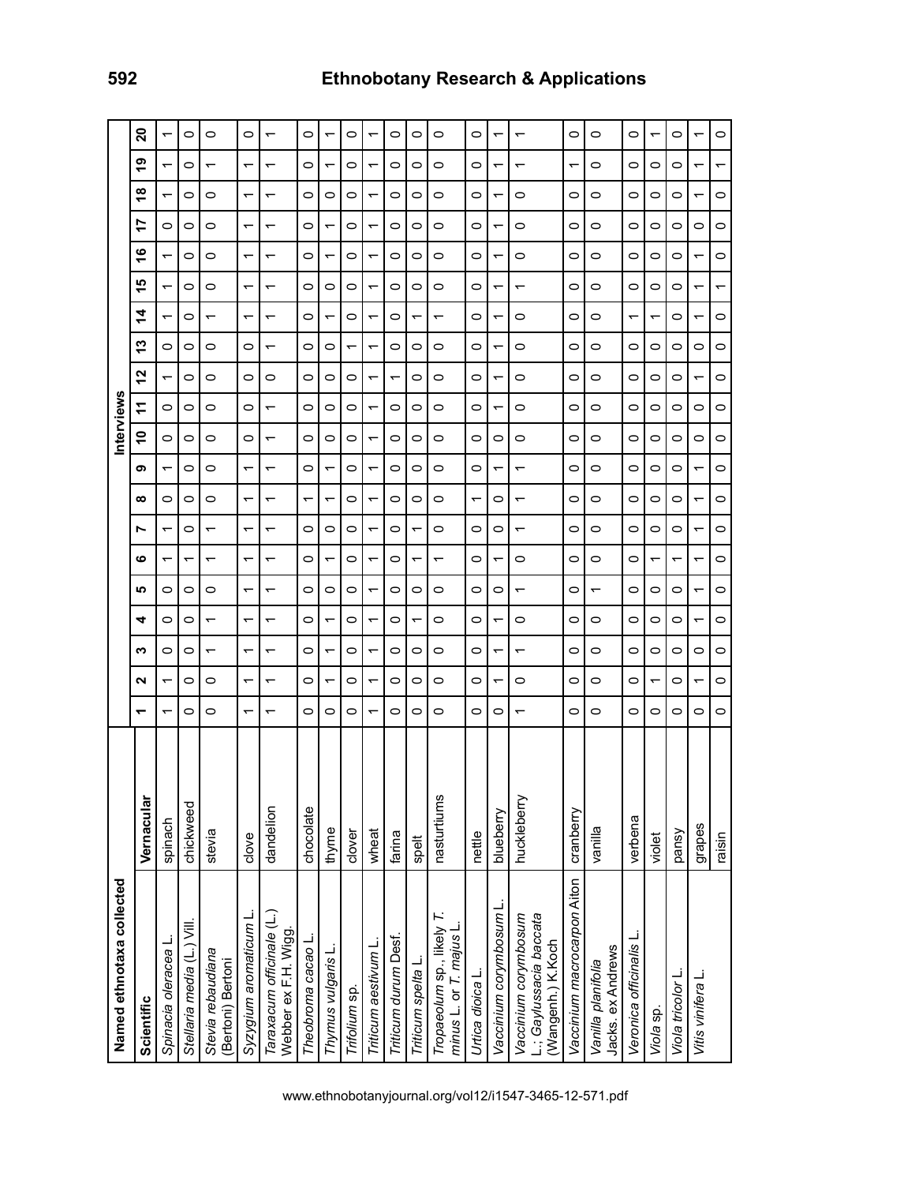| Named ethnotaxa collected | | Interviews | | | | | | | | | | | | | | | | | | | |
|---|---|---|---|---|---|---|---|---|---|---|---|---|---|---|---|---|---|---|---|---|---|
| Scientific | Vernacular | 1 | 2 | 3 | 4 | 5 | 6 | 7 | 8 | 9 | 10 | 11 | 12 | 13 | 14 | 15 | 16 | 17 | 18 | 19 | 20 |
| *Spinacia oleracea* L. | spinach | 1 | 1 | 0 | 0 | 0 | 1 | 1 | 0 | 1 | 0 | 0 | 1 | 0 | 1 | 1 | 1 | 0 | 1 | 1 | 1 |
| *Stellaria media* (L.) Vill. | chickweed | 0 | 0 | 0 | 0 | 0 | 1 | 0 | 0 | 0 | 0 | 0 | 0 | 0 | 0 | 0 | 0 | 0 | 0 | 0 | 0 |
| *Stevia rebaudiana* (Bertoni) Bertoni | stevia | 0 | 0 | 1 | 1 | 0 | 1 | 1 | 0 | 0 | 0 | 0 | 0 | 0 | 1 | 0 | 0 | 0 | 0 | 1 | 0 |
| *Syzygium aromaticum* L. | clove | 1 | 1 | 1 | 1 | 1 | 1 | 1 | 1 | 1 | 0 | 0 | 0 | 0 | 1 | 1 | 1 | 1 | 1 | 1 | 0 |
| *Taraxacum officinale* (L.) Webber ex F.H. Wigg. | dandelion | 1 | 1 | 1 | 1 | 1 | 1 | 1 | 1 | 1 | 1 | 1 | 0 | 1 | 1 | 1 | 1 | 1 | 1 | 1 | 1 |
| *Theobroma cacao* L. | chocolate | 0 | 0 | 0 | 0 | 0 | 0 | 0 | 1 | 0 | 0 | 0 | 0 | 0 | 0 | 0 | 0 | 0 | 0 | 0 | 0 |
| *Thymus vulgaris* L. | thyme | 0 | 1 | 1 | 1 | 0 | 1 | 0 | 1 | 1 | 0 | 0 | 0 | 0 | 1 | 0 | 1 | 1 | 0 | 1 | 1 |
| *Trifolium* sp. | clover | 0 | 0 | 0 | 0 | 0 | 0 | 0 | 0 | 0 | 0 | 0 | 0 | 1 | 0 | 0 | 0 | 0 | 0 | 0 | 0 |
| *Triticum aestivum* L. | wheat | 1 | 1 | 1 | 1 | 1 | 1 | 1 | 1 | 1 | 1 | 1 | 1 | 1 | 1 | 1 | 1 | 1 | 1 | 1 | 1 |
| *Triticum durum* Desf. | farina | 0 | 0 | 0 | 0 | 0 | 0 | 0 | 0 | 0 | 0 | 0 | 1 | 0 | 0 | 0 | 0 | 0 | 0 | 0 | 0 |
| *Triticum spelta* L. | spelt | 0 | 0 | 0 | 1 | 0 | 1 | 1 | 0 | 0 | 0 | 0 | 0 | 0 | 1 | 0 | 0 | 0 | 0 | 0 | 0 |
| *Tropaeolum* sp., likely *T. minus* L. or *T. majus* L. | nasturtiums | 0 | 0 | 0 | 0 | 0 | 1 | 0 | 0 | 0 | 0 | 0 | 0 | 0 | 1 | 0 | 0 | 0 | 0 | 0 | 0 |
| *Urtica dioica* L. | nettle | 0 | 0 | 0 | 0 | 0 | 0 | 0 | 1 | 0 | 0 | 0 | 0 | 0 | 0 | 0 | 0 | 0 | 0 | 0 | 0 |
| *Vaccinium corymbosum* L. | blueberry | 0 | 1 | 1 | 1 | 0 | 1 | 0 | 0 | 1 | 0 | 1 | 1 | 1 | 1 | 1 | 1 | 1 | 1 | 1 | 1 |
| *Vaccinium corymbosum* L.; *Gaylussacia baccata* (Wangenh.) K.Koch | huckleberry | 1 | 0 | 1 | 0 | 1 | 0 | 1 | 1 | 1 | 0 | 0 | 0 | 0 | 0 | 1 | 0 | 0 | 0 | 1 | 1 |
| *Vaccinium macrocarpon* Aiton | cranberry | 0 | 0 | 0 | 0 | 0 | 0 | 0 | 0 | 0 | 0 | 0 | 0 | 0 | 0 | 0 | 0 | 0 | 0 | 1 | 0 |
| *Vanilla planifolia* Jacks. ex Andrews | vanilla | 0 | 0 | 0 | 0 | 1 | 0 | 0 | 0 | 0 | 0 | 0 | 0 | 0 | 0 | 0 | 0 | 0 | 0 | 0 | 0 |
| *Veronica officinalis* L. | verbena | 0 | 0 | 0 | 0 | 0 | 0 | 0 | 0 | 0 | 0 | 0 | 0 | 0 | 1 | 0 | 0 | 0 | 0 | 0 | 0 |
| *Viola* sp. | violet | 0 | 1 | 0 | 0 | 0 | 1 | 0 | 0 | 0 | 0 | 0 | 0 | 0 | 1 | 0 | 0 | 0 | 0 | 0 | 1 |
| *Viola tricolor* L. | pansy | 0 | 0 | 0 | 0 | 0 | 1 | 0 | 0 | 0 | 0 | 0 | 0 | 0 | 0 | 0 | 0 | 0 | 0 | 0 | 0 |
| *Vitis vinifera* L. | grapes | 0 | 1 | 0 | 1 | 1 | 1 | 1 | 1 | 1 | 0 | 0 | 1 | 0 | 1 | 1 | 1 | 0 | 1 | 1 | 1 |
| | raisin | 0 | 0 | 0 | 0 | 0 | 0 | 0 | 0 | 0 | 0 | 0 | 0 | 0 | 0 | 1 | 0 | 0 | 0 | 1 | 0 |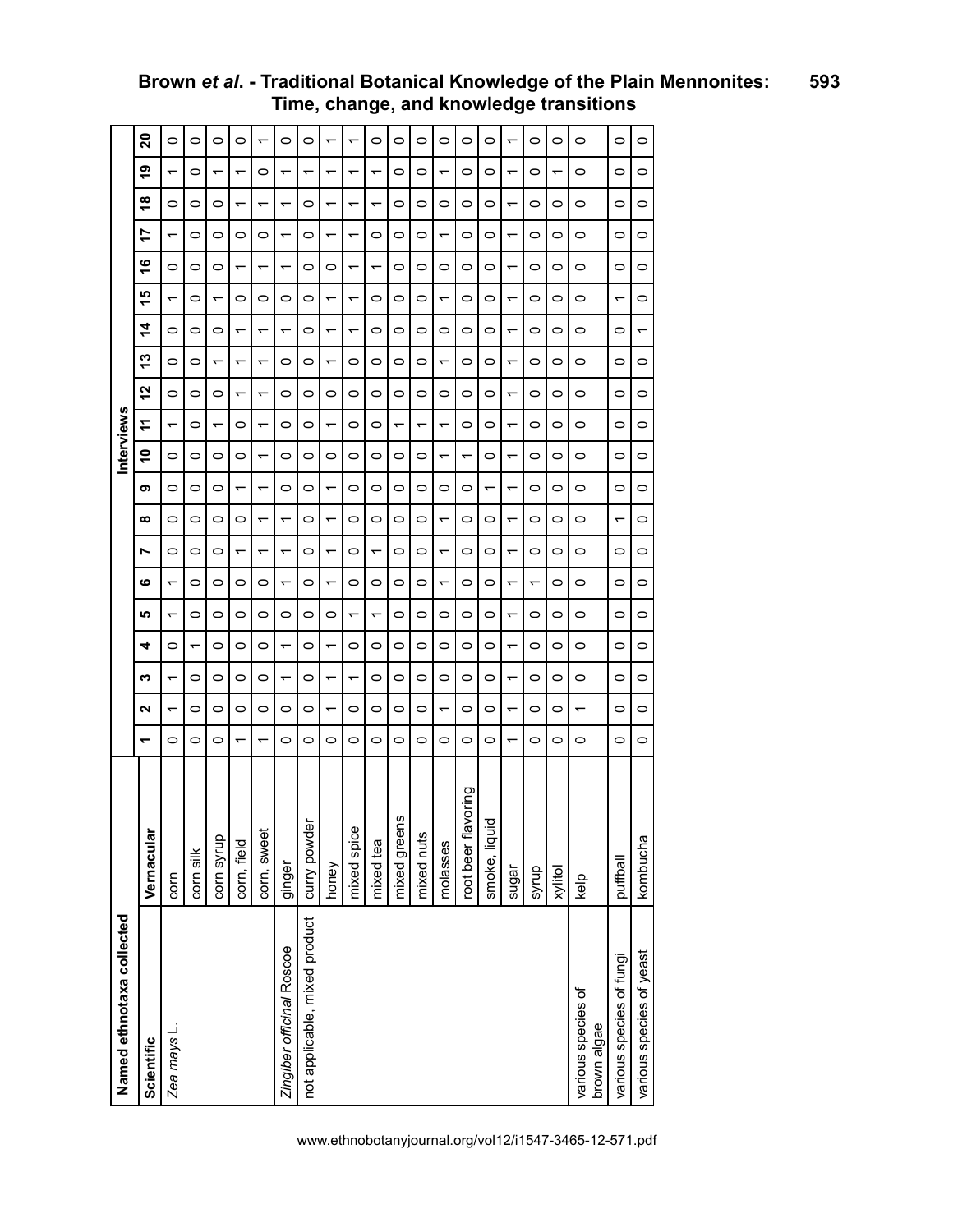| Named ethnotaxa collected | | Interviews | | | | | | | | | | | | | | | | | | | |
|---|---|---|---|---|---|---|---|---|---|---|---|---|---|---|---|---|---|---|---|---|---|
| **Scientific** | **Vernacular** | **1** | **2** | **3** | **4** | **5** | **6** | **7** | **8** | **9** | **10** | **11** | **12** | **13** | **14** | **15** | **16** | **17** | **18** | **19** | **20** |
| *Zea mays* L. | corn | 0 | 1 | 1 | 0 | 1 | 1 | 0 | 0 | 0 | 0 | 1 | 0 | 0 | 0 | 1 | 0 | 1 | 0 | 1 | 0 |
| | corn silk | 0 | 0 | 0 | 1 | 0 | 0 | 0 | 0 | 0 | 0 | 0 | 0 | 0 | 0 | 0 | 0 | 0 | 0 | 0 | 0 |
| | corn syrup | 0 | 0 | 0 | 0 | 0 | 0 | 0 | 0 | 0 | 0 | 1 | 0 | 1 | 0 | 1 | 0 | 0 | 0 | 1 | 0 |
| | corn, field | 1 | 0 | 0 | 0 | 0 | 0 | 1 | 0 | 1 | 0 | 0 | 1 | 1 | 1 | 0 | 1 | 0 | 1 | 1 | 0 |
| | corn, sweet | 1 | 0 | 0 | 0 | 0 | 0 | 1 | 1 | 1 | 1 | 1 | 1 | 1 | 1 | 0 | 1 | 0 | 1 | 0 | 1 |
| *Zingiber officinal* Roscoe | ginger | 0 | 0 | 1 | 1 | 0 | 1 | 1 | 1 | 0 | 0 | 0 | 0 | 0 | 1 | 0 | 1 | 1 | 1 | 1 | 0 |
| not applicable, mixed product | curry powder | 0 | 0 | 0 | 0 | 0 | 0 | 0 | 0 | 0 | 0 | 0 | 0 | 0 | 0 | 0 | 0 | 0 | 0 | 1 | 0 |
| | honey | 0 | 1 | 1 | 1 | 0 | 1 | 1 | 1 | 1 | 0 | 1 | 0 | 1 | 1 | 1 | 0 | 1 | 1 | 1 | 1 |
| | mixed spice | 0 | 0 | 1 | 0 | 1 | 0 | 0 | 0 | 0 | 0 | 0 | 0 | 0 | 1 | 1 | 1 | 1 | 1 | 1 | 1 |
| | mixed tea | 0 | 0 | 0 | 0 | 1 | 0 | 1 | 0 | 0 | 0 | 0 | 0 | 0 | 0 | 0 | 1 | 0 | 1 | 1 | 0 |
| | mixed greens | 0 | 0 | 0 | 0 | 0 | 0 | 0 | 0 | 0 | 0 | 1 | 0 | 0 | 0 | 0 | 0 | 0 | 0 | 0 | 0 |
| | mixed nuts | 0 | 0 | 0 | 0 | 0 | 0 | 0 | 0 | 0 | 0 | 1 | 0 | 0 | 0 | 0 | 0 | 0 | 0 | 0 | 0 |
| | molasses | 0 | 1 | 0 | 0 | 0 | 1 | 1 | 1 | 0 | 1 | 1 | 0 | 1 | 0 | 1 | 0 | 1 | 0 | 1 | 0 |
| | root beer flavoring | 0 | 0 | 0 | 0 | 0 | 0 | 0 | 0 | 0 | 1 | 0 | 0 | 0 | 0 | 0 | 0 | 0 | 0 | 0 | 0 |
| | smoke, liquid | 0 | 0 | 0 | 0 | 0 | 0 | 0 | 0 | 1 | 0 | 0 | 0 | 0 | 0 | 0 | 0 | 0 | 0 | 0 | 0 |
| | sugar | 1 | 1 | 1 | 1 | 1 | 1 | 1 | 1 | 1 | 1 | 1 | 1 | 1 | 1 | 1 | 1 | 1 | 1 | 1 | 1 |
| | syrup | 0 | 0 | 0 | 0 | 0 | 1 | 0 | 0 | 0 | 0 | 0 | 0 | 0 | 0 | 0 | 0 | 0 | 0 | 0 | 0 |
| | xylitol | 0 | 0 | 0 | 0 | 0 | 0 | 0 | 0 | 0 | 0 | 0 | 0 | 0 | 0 | 0 | 0 | 0 | 0 | 1 | 0 |
| various species of brown algae | kelp | 0 | 1 | 0 | 0 | 0 | 0 | 0 | 0 | 0 | 0 | 0 | 0 | 0 | 0 | 0 | 0 | 0 | 0 | 0 | 0 |
| various species of fungi | puffball | 0 | 0 | 0 | 0 | 0 | 0 | 0 | 1 | 0 | 0 | 0 | 0 | 0 | 0 | 1 | 0 | 0 | 0 | 0 | 0 |
| various species of yeast | kombucha | 0 | 0 | 0 | 0 | 0 | 0 | 0 | 0 | 0 | 0 | 0 | 0 | 0 | 1 | 0 | 0 | 0 | 0 | 0 | 0 |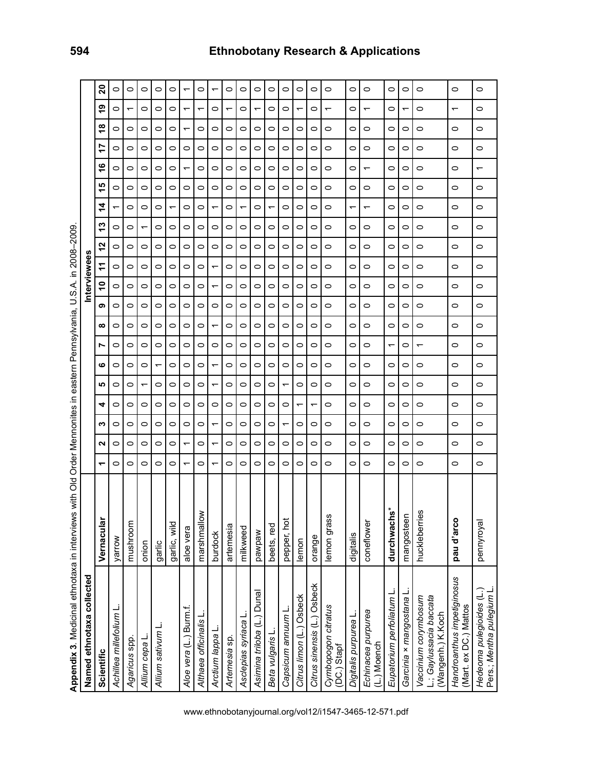**Appendix 3**. Medicinal ethnotaxa in interviews with Old Order Mennonites in eastern Pennsylvania, U.S.A. in 2008–2009.

| Named ethnotaxa collected | | Interviewees | | | | | | | | | | | | | | | | | | | |
|---|---|---|---|---|---|---|---|---|---|---|---|---|---|---|---|---|---|---|---|---|---|
| **Scientific** | **Vernacular** | **1** | **2** | **3** | **4** | **5** | **6** | **7** | **8** | **9** | **10** | **11** | **12** | **13** | **14** | **15** | **16** | **17** | **18** | **19** | **20** |
| *Achillea millefolium* L. | yarrow | 0 | 0 | 0 | 0 | 0 | 0 | 0 | 0 | 0 | 0 | 0 | 0 | 0 | 1 | 0 | 0 | 0 | 0 | 0 | 0 |
| *Agaricus* spp. | mushroom | 0 | 0 | 0 | 0 | 0 | 0 | 0 | 0 | 0 | 0 | 0 | 0 | 0 | 0 | 0 | 0 | 0 | 0 | 1 | 0 |
| *Allium cepa* L. | onion | 0 | 0 | 0 | 0 | 1 | 0 | 0 | 0 | 0 | 0 | 0 | 0 | 1 | 0 | 0 | 0 | 0 | 0 | 0 | 0 |
| *Allium sativum* L. | garlic | 0 | 0 | 0 | 0 | 0 | 1 | 0 | 0 | 0 | 0 | 0 | 0 | 0 | 0 | 0 | 0 | 0 | 0 | 0 | 0 |
| | garlic, wild | 0 | 0 | 0 | 0 | 0 | 0 | 0 | 0 | 0 | 0 | 0 | 0 | 0 | 1 | 0 | 0 | 0 | 0 | 0 | 0 |
| *Aloe vera* (L.) Burm.f. | aloe vera | 1 | 1 | 0 | 0 | 0 | 0 | 0 | 0 | 0 | 0 | 0 | 0 | 0 | 0 | 0 | 1 | 0 | 1 | 1 | 1 |
| *Althaea officinalis* L. | marshmallow | 0 | 0 | 0 | 0 | 0 | 0 | 0 | 0 | 0 | 0 | 0 | 0 | 0 | 0 | 0 | 0 | 0 | 0 | 1 | 0 |
| *Arctium lappa* L. | burdock | 1 | 1 | 1 | 0 | 1 | 1 | 0 | 1 | 0 | 1 | 1 | 0 | 0 | 1 | 0 | 0 | 0 | 0 | 0 | 1 |
| *Artemesia* sp. | artemesia | 0 | 0 | 0 | 0 | 0 | 0 | 0 | 0 | 0 | 0 | 0 | 0 | 0 | 0 | 0 | 0 | 0 | 0 | 1 | 0 |
| *Asclepias syriaca* L. | milkweed | 0 | 0 | 0 | 0 | 0 | 0 | 0 | 0 | 0 | 0 | 0 | 0 | 0 | 1 | 0 | 0 | 0 | 0 | 0 | 0 |
| *Asimina triloba* (L.) Dunal | pawpaw | 0 | 0 | 0 | 0 | 0 | 0 | 0 | 0 | 0 | 0 | 0 | 0 | 0 | 0 | 0 | 0 | 0 | 0 | 1 | 0 |
| *Beta vulgaris* L. | beets, red | 0 | 0 | 0 | 0 | 0 | 0 | 0 | 0 | 0 | 0 | 0 | 0 | 0 | 1 | 0 | 0 | 0 | 0 | 0 | 0 |
| *Capsicum annuum* L. | pepper, hot | 0 | 0 | 1 | 0 | 1 | 0 | 0 | 0 | 0 | 0 | 0 | 0 | 0 | 0 | 0 | 0 | 0 | 0 | 0 | 0 |
| *Citrus limon* (L.) Osbeck | lemon | 0 | 0 | 0 | 1 | 0 | 0 | 0 | 0 | 0 | 0 | 0 | 0 | 0 | 0 | 0 | 0 | 0 | 0 | 1 | 0 |
| *Citrus sinensis* (L.) Osbeck | orange | 0 | 0 | 0 | 1 | 0 | 0 | 0 | 0 | 0 | 0 | 0 | 0 | 0 | 0 | 0 | 0 | 0 | 0 | 0 | 0 |
| *Cymbopogon citratus* (DC.) Stapf | lemon grass | 0 | 0 | 0 | 0 | 0 | 0 | 0 | 0 | 0 | 0 | 0 | 0 | 0 | 0 | 0 | 0 | 0 | 0 | 1 | 0 |
| *Digitalis purpurea* L. | digitalis | 0 | 0 | 0 | 0 | 0 | 0 | 0 | 0 | 0 | 0 | 0 | 0 | 0 | 1 | 0 | 0 | 0 | 0 | 0 | 0 |
| *Echinacea purpurea* (L.) Moench | coneflower | 0 | 0 | 0 | 0 | 0 | 0 | 0 | 0 | 0 | 0 | 0 | 0 | 0 | 1 | 0 | 1 | 0 | 0 | 1 | 0 |
| *Eupatorium perfoliatum* L. | **durchwachs*** | 0 | 0 | 0 | 0 | 0 | 0 | 1 | 0 | 0 | 0 | 0 | 0 | 0 | 0 | 0 | 0 | 0 | 0 | 0 | 0 |
| *Garcinia × mangostana* L. | mangosteen | 0 | 0 | 0 | 0 | 0 | 0 | 0 | 0 | 0 | 0 | 0 | 0 | 0 | 0 | 0 | 0 | 0 | 0 | 1 | 0 |
| *Vaccinium corymbosum* L.; *Gaylussacia baccata* (Wangenh.) K.Koch | huckleberries | 0 | 0 | 0 | 0 | 0 | 0 | 1 | 0 | 0 | 0 | 0 | 0 | 0 | 0 | 0 | 0 | 0 | 0 | 0 | 0 |
| *Handroanthus impetiginosus* (Mart. ex DC.) Mattos | **pau d'arco** | 0 | 0 | 0 | 0 | 0 | 0 | 0 | 0 | 0 | 0 | 0 | 0 | 0 | 0 | 0 | 0 | 0 | 0 | 1 | 0 |
| *Hedeoma pulegioides* (L.) Pers.; *Mentha pulegium* L. | pennyroyal | 0 | 0 | 0 | 0 | 0 | 0 | 0 | 0 | 0 | 0 | 0 | 0 | 0 | 0 | 0 | 1 | 0 | 0 | 0 | 0 |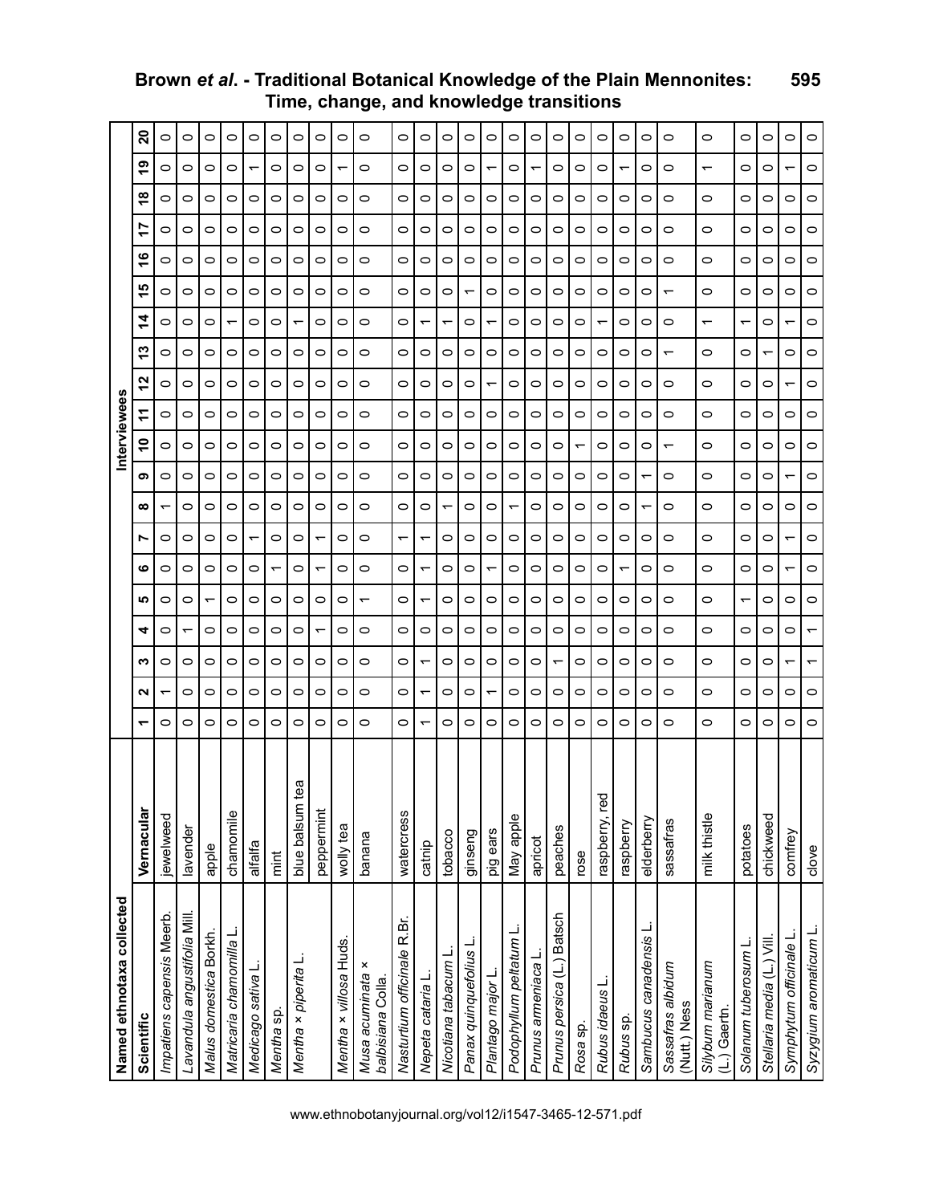| Named ethnotaxa collected | | Interviewees | | | | | | | | | | | | | | | | | | | |
|---|---|---|---|---|---|---|---|---|---|---|---|---|---|---|---|---|---|---|---|---|---|
| **Scientific** | **Vernacular** | **1** | **2** | **3** | **4** | **5** | **6** | **7** | **8** | **9** | **10** | **11** | **12** | **13** | **14** | **15** | **16** | **17** | **18** | **19** | **20** |
| *Impatiens capensis* Meerb. | jewelweed | 0 | 1 | 0 | 0 | 0 | 0 | 0 | 1 | 0 | 0 | 0 | 0 | 0 | 0 | 0 | 0 | 0 | 0 | 0 | 0 |
| *Lavandula angustifolia* Mill. | lavender | 0 | 0 | 0 | 1 | 0 | 0 | 0 | 0 | 0 | 0 | 0 | 0 | 0 | 0 | 0 | 0 | 0 | 0 | 0 | 0 |
| *Malus domestica* Borkh. | apple | 0 | 0 | 0 | 0 | 1 | 0 | 0 | 0 | 0 | 0 | 0 | 0 | 0 | 0 | 0 | 0 | 0 | 0 | 0 | 0 |
| *Matricaria chamomilla* L. | chamomile | 0 | 0 | 0 | 0 | 0 | 0 | 0 | 0 | 0 | 0 | 0 | 0 | 0 | 1 | 0 | 0 | 0 | 0 | 0 | 0 |
| *Medicago sativa* L. | alfalfa | 0 | 0 | 0 | 0 | 0 | 0 | 1 | 0 | 0 | 0 | 0 | 0 | 0 | 0 | 0 | 0 | 0 | 0 | 1 | 0 |
| *Mentha* sp. | mint | 0 | 0 | 0 | 0 | 0 | 1 | 0 | 0 | 0 | 0 | 0 | 0 | 0 | 0 | 0 | 0 | 0 | 0 | 0 | 0 |
| *Mentha × piperita* L. | blue balsum tea | 0 | 0 | 0 | 0 | 0 | 0 | 0 | 0 | 0 | 0 | 0 | 0 | 0 | 1 | 0 | 0 | 0 | 0 | 0 | 0 |
| | peppermint | 0 | 0 | 0 | 1 | 0 | 1 | 1 | 0 | 0 | 0 | 0 | 0 | 0 | 0 | 0 | 0 | 0 | 0 | 0 | 0 |
| *Mentha × villosa* Huds. | wolly tea | 0 | 0 | 0 | 0 | 0 | 0 | 0 | 0 | 0 | 0 | 0 | 0 | 0 | 0 | 0 | 0 | 0 | 0 | 1 | 0 |
| *Musa acuminata × balbisiana* Colla. | banana | 0 | 0 | 0 | 0 | 1 | 0 | 0 | 0 | 0 | 0 | 0 | 0 | 0 | 0 | 0 | 0 | 0 | 0 | 0 | 0 |
| *Nasturtium officinale* R.Br. | watercress | 0 | 0 | 0 | 0 | 0 | 0 | 1 | 0 | 0 | 0 | 0 | 0 | 0 | 0 | 0 | 0 | 0 | 0 | 0 | 0 |
| *Nepeta cataria* L. | catnip | 1 | 1 | 1 | 0 | 1 | 1 | 1 | 0 | 0 | 0 | 0 | 0 | 0 | 1 | 0 | 0 | 0 | 0 | 0 | 0 |
| *Nicotiana tabacum* L. | tobacco | 0 | 0 | 0 | 0 | 0 | 0 | 0 | 1 | 0 | 0 | 0 | 0 | 0 | 1 | 0 | 0 | 0 | 0 | 0 | 0 |
| *Panax quinquefolius* L. | ginseng | 0 | 0 | 0 | 0 | 0 | 0 | 0 | 0 | 0 | 0 | 0 | 0 | 0 | 0 | 1 | 0 | 0 | 0 | 0 | 0 |
| *Plantago major* L. | pig ears | 0 | 1 | 0 | 0 | 0 | 1 | 0 | 0 | 0 | 0 | 0 | 1 | 0 | 1 | 0 | 0 | 0 | 0 | 1 | 0 |
| *Podophyllum peltatum* L. | May apple | 0 | 0 | 0 | 0 | 0 | 0 | 0 | 1 | 0 | 0 | 0 | 0 | 0 | 0 | 0 | 0 | 0 | 0 | 0 | 0 |
| *Prunus armeniaca* L. | apricot | 0 | 0 | 0 | 0 | 0 | 0 | 0 | 0 | 0 | 0 | 0 | 0 | 0 | 0 | 0 | 0 | 0 | 0 | 1 | 0 |
| *Prunus persica* (L.) Batsch | peaches | 0 | 0 | 1 | 0 | 0 | 0 | 0 | 0 | 0 | 0 | 0 | 0 | 0 | 0 | 0 | 0 | 0 | 0 | 0 | 0 |
| *Rosa* sp. | rose | 0 | 0 | 0 | 0 | 0 | 0 | 0 | 0 | 0 | 1 | 0 | 0 | 0 | 0 | 0 | 0 | 0 | 0 | 0 | 0 |
| *Rubus idaeus* L. | raspberry, red | 0 | 0 | 0 | 0 | 0 | 0 | 0 | 0 | 0 | 0 | 0 | 0 | 0 | 1 | 0 | 0 | 0 | 0 | 0 | 0 |
| *Rubus* sp. | raspberry | 0 | 0 | 0 | 0 | 0 | 1 | 0 | 0 | 0 | 0 | 0 | 0 | 0 | 0 | 0 | 0 | 0 | 0 | 1 | 0 |
| *Sambucus canadensis* L. | elderberry | 0 | 0 | 0 | 0 | 0 | 0 | 0 | 1 | 1 | 0 | 0 | 0 | 0 | 0 | 0 | 0 | 0 | 0 | 0 | 0 |
| *Sassafras albidum* (Nutt.) Ness | sassafras | 0 | 0 | 0 | 0 | 0 | 0 | 0 | 0 | 0 | 1 | 0 | 0 | 1 | 0 | 1 | 0 | 0 | 0 | 0 | 0 |
| *Silybum marianum* (L.) Gaerth. | milk thistle | 0 | 0 | 0 | 0 | 0 | 0 | 0 | 0 | 0 | 0 | 0 | 0 | 0 | 1 | 0 | 0 | 0 | 0 | 1 | 0 |
| *Solanum tuberosum* L. | potatoes | 0 | 0 | 0 | 0 | 1 | 0 | 0 | 0 | 0 | 0 | 0 | 0 | 0 | 1 | 0 | 0 | 0 | 0 | 0 | 0 |
| *Stellaria media* (L.) Vill. | chickweed | 0 | 0 | 0 | 0 | 0 | 0 | 0 | 0 | 0 | 0 | 0 | 0 | 1 | 0 | 0 | 0 | 0 | 0 | 0 | 0 |
| *Symphytum officinale* L. | comfrey | 0 | 0 | 1 | 0 | 0 | 1 | 1 | 0 | 1 | 0 | 0 | 1 | 0 | 1 | 0 | 0 | 0 | 0 | 1 | 0 |
| *Syzygium aromaticum* L. | clove | 0 | 0 | 1 | 1 | 0 | 0 | 0 | 0 | 0 | 0 | 0 | 0 | 0 | 0 | 0 | 0 | 0 | 0 | 0 | 0 |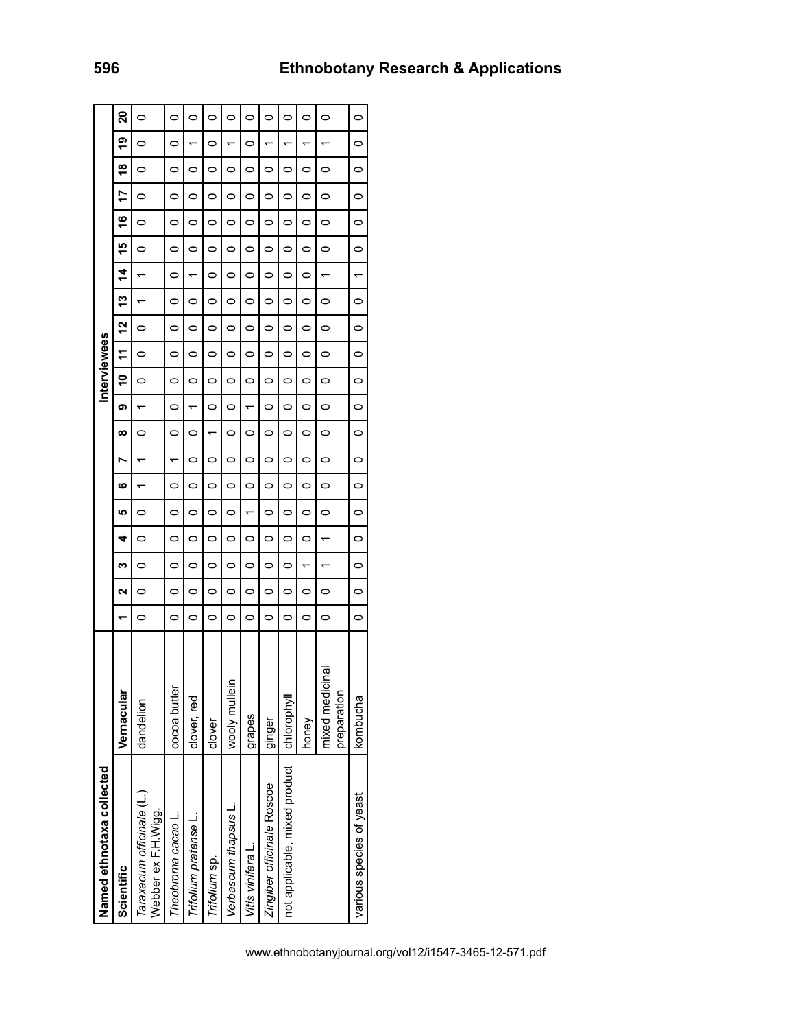| Named ethnotaxa collected | | Interviewees | | | | | | | | | | | | | | | | | | | |
|---|---|---|---|---|---|---|---|---|---|---|---|---|---|---|---|---|---|---|---|---|---|
| Scientific | Vernacular | 1 | 2 | 3 | 4 | 5 | 6 | 7 | 8 | 9 | 10 | 11 | 12 | 13 | 14 | 15 | 16 | 17 | 18 | 19 | 20 |
| *Taraxacum officinale* (L.) Webber ex F.H.Wigg. | dandelion | 0 | 0 | 0 | 0 | 0 | 1 | 1 | 0 | 1 | 0 | 0 | 0 | 1 | 1 | 0 | 0 | 0 | 0 | 0 | 0 |
| *Theobroma cacao* L. | cocoa butter | 0 | 0 | 0 | 0 | 0 | 0 | 1 | 0 | 0 | 0 | 0 | 0 | 0 | 0 | 0 | 0 | 0 | 0 | 0 | 0 |
| *Trifolium pratense* L. | clover, red | 0 | 0 | 0 | 0 | 0 | 0 | 0 | 0 | 1 | 0 | 0 | 0 | 0 | 1 | 0 | 0 | 0 | 0 | 1 | 0 |
| *Trifolium* sp. | clover | 0 | 0 | 0 | 0 | 0 | 0 | 0 | 1 | 0 | 0 | 0 | 0 | 0 | 0 | 0 | 0 | 0 | 0 | 0 | 0 |
| *Verbascum thapsus* L. | wooly mullein | 0 | 0 | 0 | 0 | 0 | 0 | 0 | 0 | 0 | 0 | 0 | 0 | 0 | 0 | 0 | 0 | 0 | 0 | 1 | 0 |
| *Vitis vinifera* L. | grapes | 0 | 0 | 0 | 0 | 1 | 0 | 0 | 0 | 1 | 0 | 0 | 0 | 0 | 0 | 0 | 0 | 0 | 0 | 0 | 0 |
| *Zingiber officinale* Roscoe | ginger | 0 | 0 | 0 | 0 | 0 | 0 | 0 | 0 | 0 | 0 | 0 | 0 | 0 | 0 | 0 | 0 | 0 | 0 | 1 | 0 |
| not applicable, mixed product | chlorophyll | 0 | 0 | 0 | 0 | 0 | 0 | 0 | 0 | 0 | 0 | 0 | 0 | 0 | 0 | 0 | 0 | 0 | 0 | 1 | 0 |
| | honey | 0 | 0 | 1 | 0 | 0 | 0 | 0 | 0 | 0 | 0 | 0 | 0 | 0 | 0 | 0 | 0 | 0 | 0 | 1 | 0 |
| | mixed medicinal preparation | 0 | 0 | 1 | 1 | 0 | 0 | 0 | 0 | 0 | 0 | 0 | 0 | 0 | 1 | 0 | 0 | 0 | 0 | 1 | 0 |
| various species of yeast | kombucha | 0 | 0 | 0 | 0 | 0 | 0 | 0 | 0 | 0 | 0 | 0 | 0 | 0 | 1 | 0 | 0 | 0 | 0 | 0 | 0 |